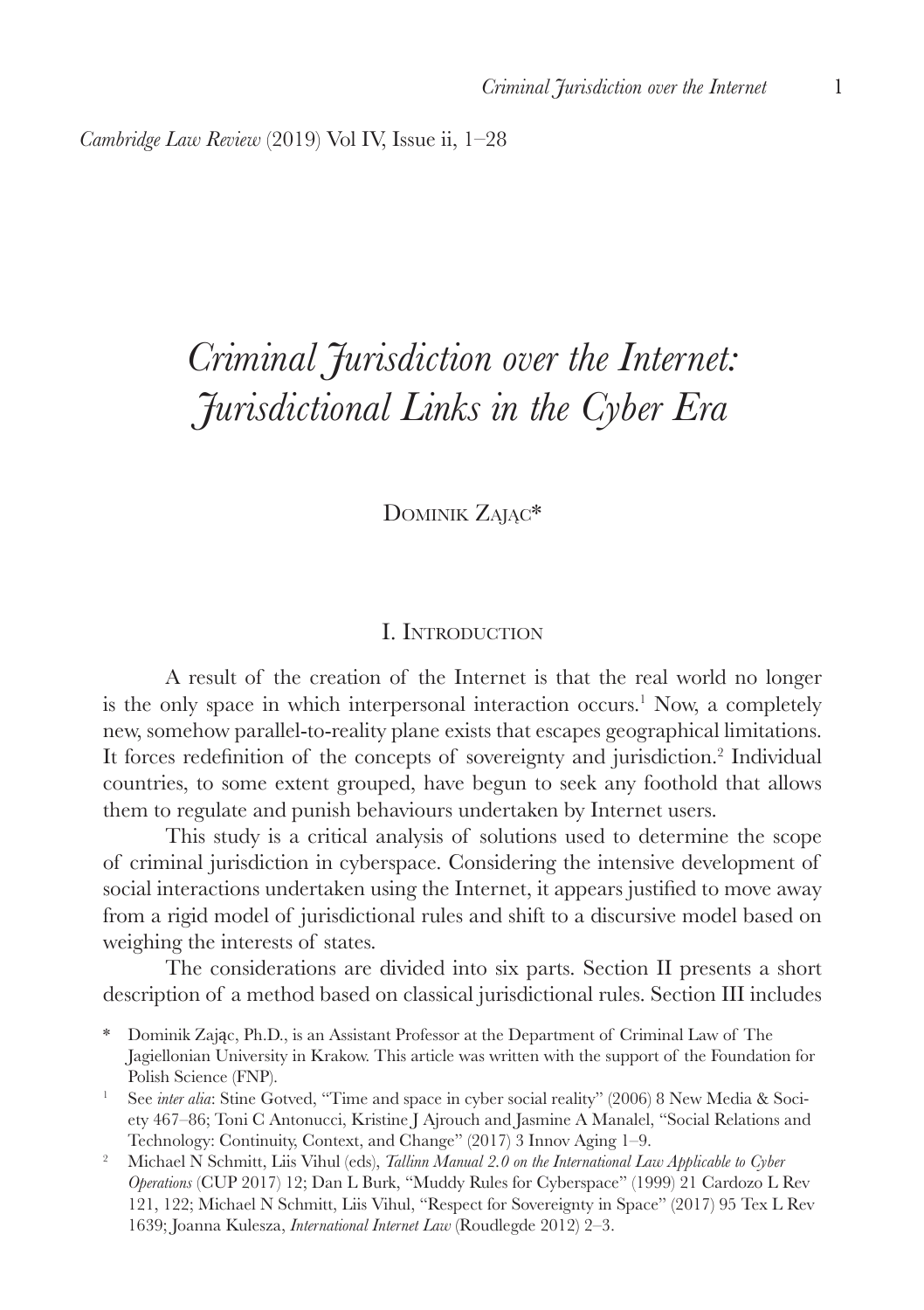# *Criminal Jurisdiction over the Internet: Jurisdictional Links in the Cyber Era*

Dominik Zając*

## I. Introduction

A result of the creation of the Internet is that the real world no longer is the only space in which interpersonal interaction occurs.[1] Now, a completely new, somehow parallel-to-reality plane exists that escapes geographical limitations. It forces redefinition of the concepts of sovereignty and jurisdiction.[2] Individual countries, to some extent grouped, have begun to seek any foothold that allows them to regulate and punish behaviours undertaken by Internet users.

This study is a critical analysis of solutions used to determine the scope of criminal jurisdiction in cyberspace. Considering the intensive development of social interactions undertaken using the Internet, it appears justified to move away from a rigid model of jurisdictional rules and shift to a discursive model based on weighing the interests of states.

The considerations are divided into six parts. Section II presents a short description of a method based on classical jurisdictional rules. Section III includes

---

\* Dominik Zając, Ph.D., is an Assistant Professor at the Department of Criminal Law of The Jagiellonian University in Krakow. This article was written with the support of the Foundation for Polish Science (FNP).

[1] See *inter alia*: Stine Gotved, "Time and space in cyber social reality" (2006) 8 New Media & Society 467–86; Toni C Antonucci, Kristine J Ajrouch and Jasmine A Manalel, "Social Relations and Technology: Continuity, Context, and Change" (2017) 3 Innov Aging 1–9.

[2] Michael N Schmitt, Liis Vihul (eds), *Tallinn Manual 2.0 on the International Law Applicable to Cyber Operations* (CUP 2017) 12; Dan L Burk, "Muddy Rules for Cyberspace" (1999) 21 Cardozo L Rev 121, 122; Michael N Schmitt, Liis Vihul, "Respect for Sovereignty in Space" (2017) 95 Tex L Rev 1639; Joanna Kulesza, *International Internet Law* (Roudlegde 2012) 2–3.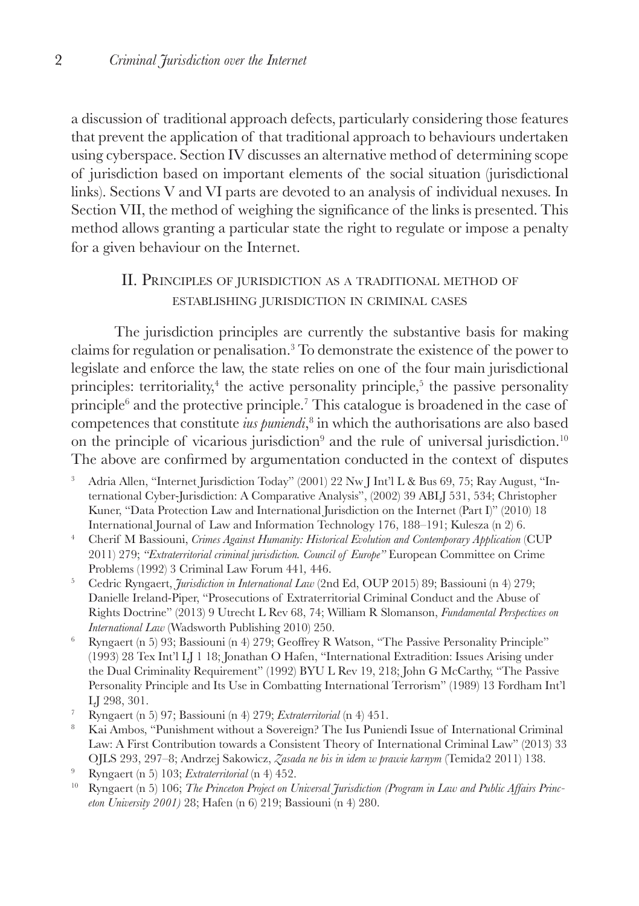a discussion of traditional approach defects, particularly considering those features that prevent the application of that traditional approach to behaviours undertaken using cyberspace. Section IV discusses an alternative method of determining scope of jurisdiction based on important elements of the social situation (jurisdictional links). Sections V and VI parts are devoted to an analysis of individual nexuses. In Section VII, the method of weighing the significance of the links is presented. This method allows granting a particular state the right to regulate or impose a penalty for a given behaviour on the Internet.

## II. Principles of jurisdiction as a traditional method of establishing jurisdiction in criminal cases

The jurisdiction principles are currently the substantive basis for making claims for regulation or penalisation.[3] To demonstrate the existence of the power to legislate and enforce the law, the state relies on one of the four main jurisdictional principles: territoriality,[4] the active personality principle,[5] the passive personality principle[6] and the protective principle.[7] This catalogue is broadened in the case of competences that constitute *ius puniendi*,[8] in which the authorisations are also based on the principle of vicarious jurisdiction[9] and the rule of universal jurisdiction.[10] The above are confirmed by argumentation conducted in the context of disputes

[3] Adria Allen, "Internet Jurisdiction Today" (2001) 22 Nw J Int'l L & Bus 69, 75; Ray August, "International Cyber-Jurisdiction: A Comparative Analysis", (2002) 39 ABLJ 531, 534; Christopher Kuner, "Data Protection Law and International Jurisdiction on the Internet (Part I)" (2010) 18 International Journal of Law and Information Technology 176, 188–191; Kulesza (n 2) 6.

[4] Cherif M Bassiouni, *Crimes Against Humanity: Historical Evolution and Contemporary Application* (CUP 2011) 279; *"Extraterritorial criminal jurisdiction. Council of Europe"* European Committee on Crime Problems (1992) 3 Criminal Law Forum 441, 446.

[5] Cedric Ryngaert, *Jurisdiction in International Law* (2nd Ed, OUP 2015) 89; Bassiouni (n 4) 279; Danielle Ireland-Piper, "Prosecutions of Extraterritorial Criminal Conduct and the Abuse of Rights Doctrine" (2013) 9 Utrecht L Rev 68, 74; William R Slomanson, *Fundamental Perspectives on International Law* (Wadsworth Publishing 2010) 250.

[6] Ryngaert (n 5) 93; Bassiouni (n 4) 279; Geoffrey R Watson, "The Passive Personality Principle" (1993) 28 Tex Int'l LJ 1 18; Jonathan O Hafen, "International Extradition: Issues Arising under the Dual Criminality Requirement" (1992) BYU L Rev 19, 218; John G McCarthy, "The Passive Personality Principle and Its Use in Combatting International Terrorism" (1989) 13 Fordham Int'l LJ 298, 301.

[7] Ryngaert (n 5) 97; Bassiouni (n 4) 279; *Extraterritorial* (n 4) 451.

[8] Kai Ambos, "Punishment without a Sovereign? The Ius Puniendi Issue of International Criminal Law: A First Contribution towards a Consistent Theory of International Criminal Law" (2013) 33 OJLS 293, 297–8; Andrzej Sakowicz, *Zasada ne bis in idem w prawie karnym* (Temida2 2011) 138.

[9] Ryngaert (n 5) 103; *Extraterritorial* (n 4) 452.

[10] Ryngaert (n 5) 106; *The Princeton Project on Universal Jurisdiction (Program in Law and Public Affairs Princeton University 2001)* 28; Hafen (n 6) 219; Bassiouni (n 4) 280.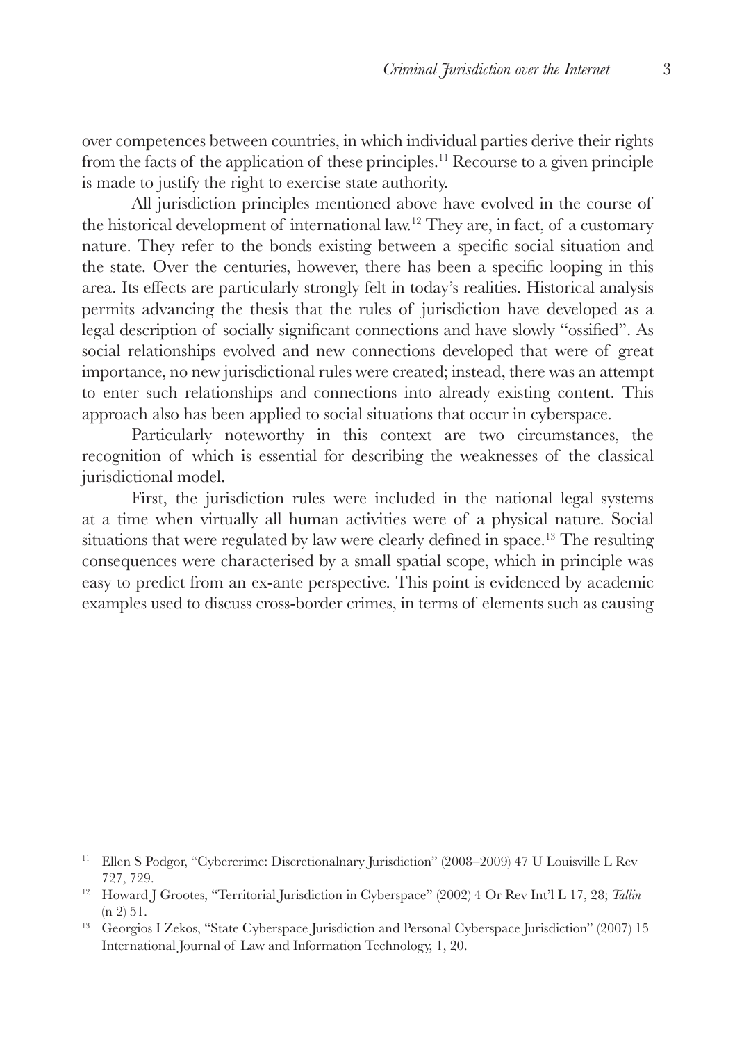over competences between countries, in which individual parties derive their rights from the facts of the application of these principles.[11] Recourse to a given principle is made to justify the right to exercise state authority.

All jurisdiction principles mentioned above have evolved in the course of the historical development of international law.[12] They are, in fact, of a customary nature. They refer to the bonds existing between a specific social situation and the state. Over the centuries, however, there has been a specific looping in this area. Its effects are particularly strongly felt in today's realities. Historical analysis permits advancing the thesis that the rules of jurisdiction have developed as a legal description of socially significant connections and have slowly "ossified". As social relationships evolved and new connections developed that were of great importance, no new jurisdictional rules were created; instead, there was an attempt to enter such relationships and connections into already existing content. This approach also has been applied to social situations that occur in cyberspace.

Particularly noteworthy in this context are two circumstances, the recognition of which is essential for describing the weaknesses of the classical jurisdictional model.

First, the jurisdiction rules were included in the national legal systems at a time when virtually all human activities were of a physical nature. Social situations that were regulated by law were clearly defined in space.[13] The resulting consequences were characterised by a small spatial scope, which in principle was easy to predict from an ex-ante perspective. This point is evidenced by academic examples used to discuss cross-border crimes, in terms of elements such as causing

---

[11] Ellen S Podgor, "Cybercrime: Discretionalnary Jurisdiction" (2008–2009) 47 U Louisville L Rev 727, 729.

[12] Howard J Grootes, "Territorial Jurisdiction in Cyberspace" (2002) 4 Or Rev Int'l L 17, 28; *Tallin* (n 2) 51.

[13] Georgios I Zekos, "State Cyberspace Jurisdiction and Personal Cyberspace Jurisdiction" (2007) 15 International Journal of Law and Information Technology, 1, 20.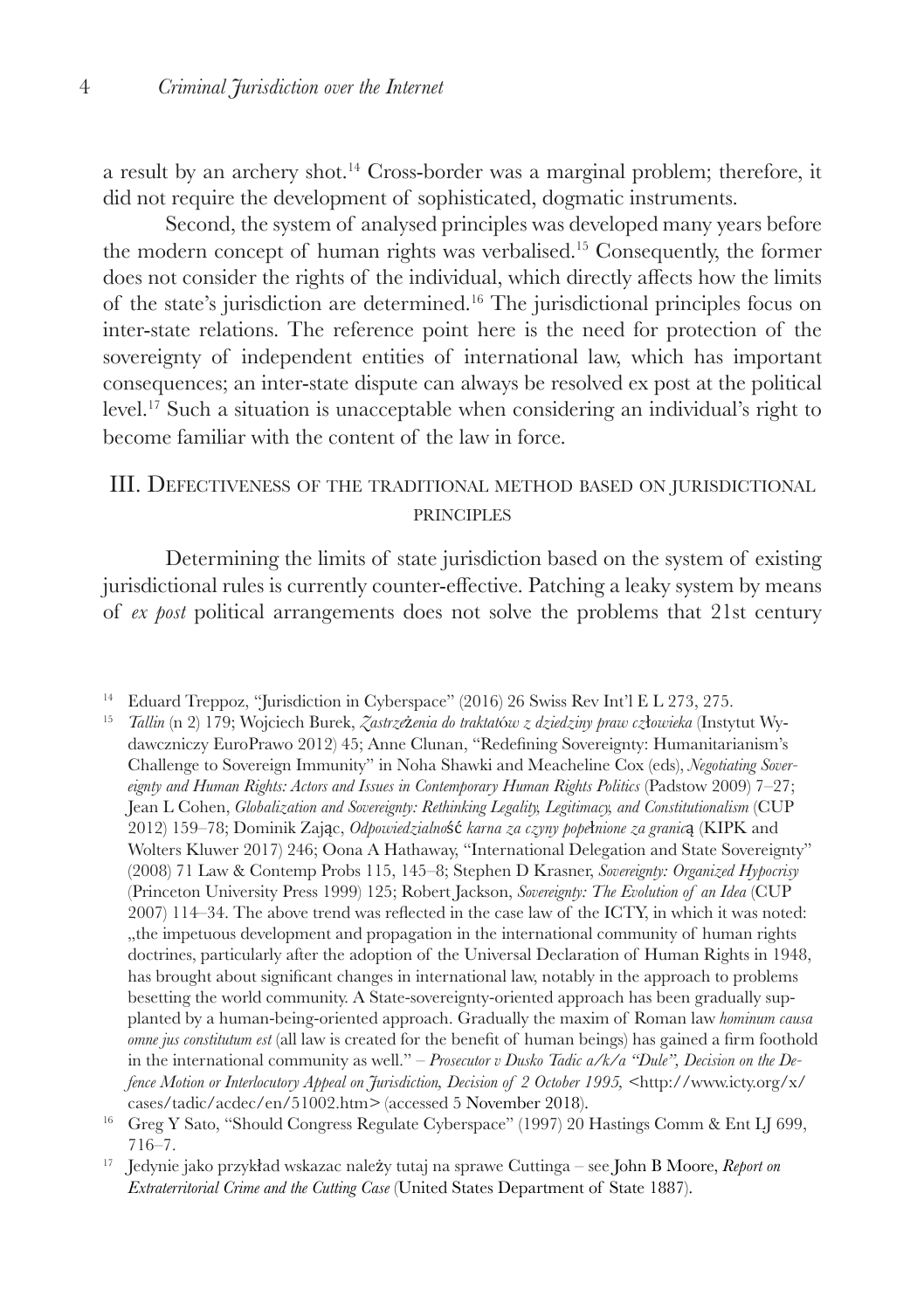a result by an archery shot.[14] Cross-border was a marginal problem; therefore, it did not require the development of sophisticated, dogmatic instruments.

Second, the system of analysed principles was developed many years before the modern concept of human rights was verbalised.[15] Consequently, the former does not consider the rights of the individual, which directly affects how the limits of the state's jurisdiction are determined.[16] The jurisdictional principles focus on inter-state relations. The reference point here is the need for protection of the sovereignty of independent entities of international law, which has important consequences; an inter-state dispute can always be resolved ex post at the political level.[17] Such a situation is unacceptable when considering an individual's right to become familiar with the content of the law in force.

## III. Defectiveness of the traditional method based on jurisdictional principles

Determining the limits of state jurisdiction based on the system of existing jurisdictional rules is currently counter-effective. Patching a leaky system by means of *ex post* political arrangements does not solve the problems that 21st century

---

[14] Eduard Treppoz, "Jurisdiction in Cyberspace" (2016) 26 Swiss Rev Int'l E L 273, 275.

[15] *Tallin* (n 2) 179; Wojciech Burek, *Zastrzeżenia do traktatów z dziedziny praw człowieka* (Instytut Wydawczniczy EuroPrawo 2012) 45; Anne Clunan, "Redefining Sovereignty: Humanitarianism's Challenge to Sovereign Immunity" in Noha Shawki and Meacheline Cox (eds), *Negotiating Sovereignty and Human Rights: Actors and Issues in Contemporary Human Rights Politics* (Padstow 2009) 7–27; Jean L Cohen, *Globalization and Sovereignty: Rethinking Legality, Legitimacy, and Constitutionalism* (CUP 2012) 159–78; Dominik Zając, *Odpowiedzialność karna za czyny popełnione za granicą* (KIPK and Wolters Kluwer 2017) 246; Oona A Hathaway, "International Delegation and State Sovereignty" (2008) 71 Law & Contemp Probs 115, 145–8; Stephen D Krasner, *Sovereignty: Organized Hypocrisy* (Princeton University Press 1999) 125; Robert Jackson, *Sovereignty: The Evolution of an Idea* (CUP 2007) 114–34. The above trend was reflected in the case law of the ICTY, in which it was noted: „the impetuous development and propagation in the international community of human rights doctrines, particularly after the adoption of the Universal Declaration of Human Rights in 1948, has brought about significant changes in international law, notably in the approach to problems besetting the world community. A State-sovereignty-oriented approach has been gradually supplanted by a human-being-oriented approach. Gradually the maxim of Roman law *hominum causa omne jus constitutum est* (all law is created for the benefit of human beings) has gained a firm foothold in the international community as well." – *Prosecutor v Dusko Tadic a/k/a "Dule", Decision on the Defence Motion or Interlocutory Appeal on Jurisdiction, Decision of 2 October 1995,* <http://www.icty.org/x/cases/tadic/acdec/en/51002.htm> (accessed 5 November 2018).

[16] Greg Y Sato, "Should Congress Regulate Cyberspace" (1997) 20 Hastings Comm & Ent LJ 699, 716–7.

[17] Jedynie jako przykład wskazac należy tutaj na sprawe Cuttinga – see John B Moore, *Report on Extraterritorial Crime and the Cutting Case* (United States Department of State 1887).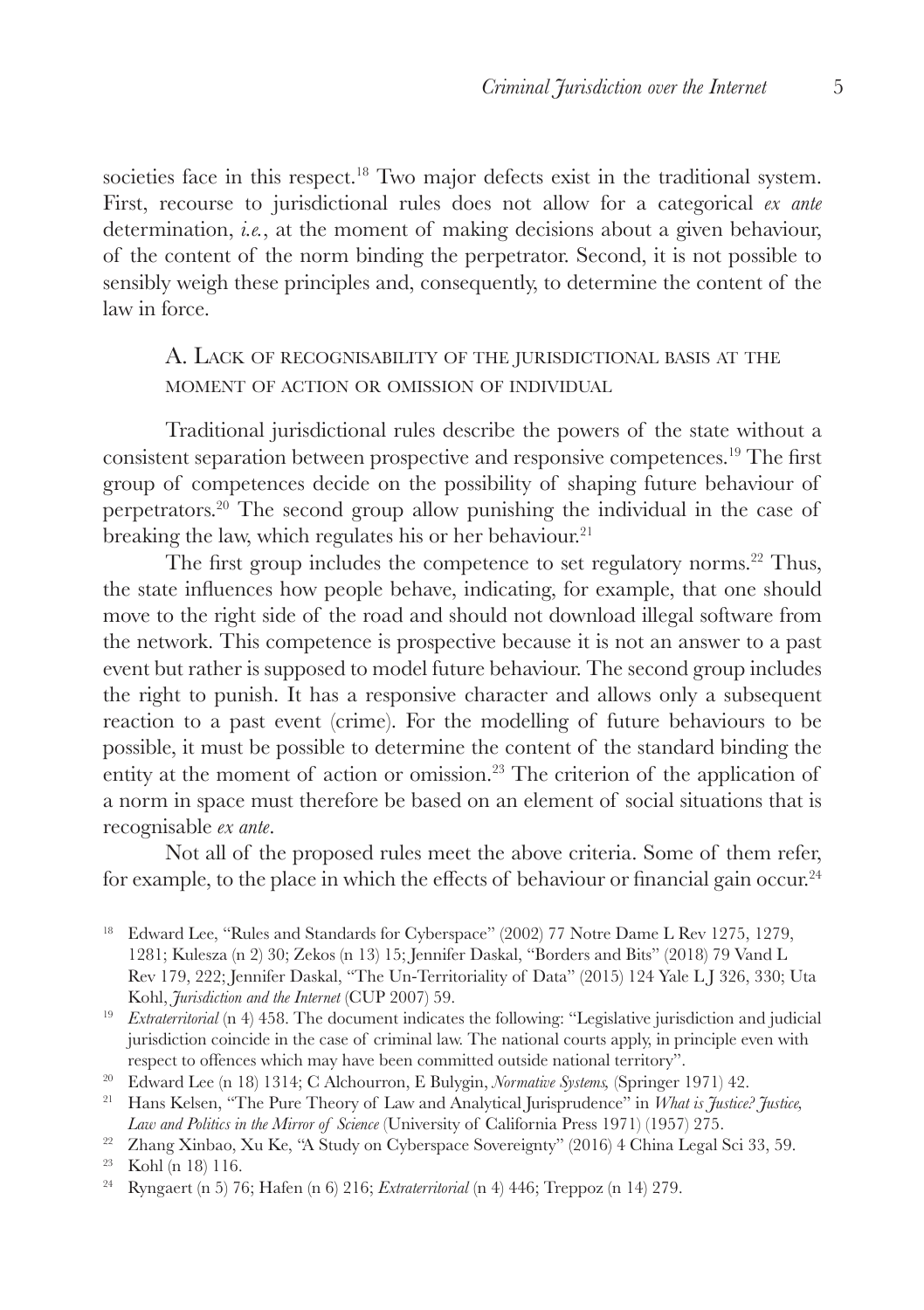societies face in this respect.[18] Two major defects exist in the traditional system. First, recourse to jurisdictional rules does not allow for a categorical *ex ante* determination, *i.e.*, at the moment of making decisions about a given behaviour, of the content of the norm binding the perpetrator. Second, it is not possible to sensibly weigh these principles and, consequently, to determine the content of the law in force.

### A. Lack of recognisability of the jurisdictional basis at the moment of action or omission of individual

Traditional jurisdictional rules describe the powers of the state without a consistent separation between prospective and responsive competences.[19] The first group of competences decide on the possibility of shaping future behaviour of perpetrators.[20] The second group allow punishing the individual in the case of breaking the law, which regulates his or her behaviour.[21]

The first group includes the competence to set regulatory norms.[22] Thus, the state influences how people behave, indicating, for example, that one should move to the right side of the road and should not download illegal software from the network. This competence is prospective because it is not an answer to a past event but rather is supposed to model future behaviour. The second group includes the right to punish. It has a responsive character and allows only a subsequent reaction to a past event (crime). For the modelling of future behaviours to be possible, it must be possible to determine the content of the standard binding the entity at the moment of action or omission.[23] The criterion of the application of a norm in space must therefore be based on an element of social situations that is recognisable *ex ante*.

Not all of the proposed rules meet the above criteria. Some of them refer, for example, to the place in which the effects of behaviour or financial gain occur.[24]

---

[18] Edward Lee, "Rules and Standards for Cyberspace" (2002) 77 Notre Dame L Rev 1275, 1279, 1281; Kulesza (n 2) 30; Zekos (n 13) 15; Jennifer Daskal, "Borders and Bits" (2018) 79 Vand L Rev 179, 222; Jennifer Daskal, "The Un-Territoriality of Data" (2015) 124 Yale L J 326, 330; Uta Kohl, *Jurisdiction and the Internet* (CUP 2007) 59.

[19] *Extraterritorial* (n 4) 458. The document indicates the following: "Legislative jurisdiction and judicial jurisdiction coincide in the case of criminal law. The national courts apply, in principle even with respect to offences which may have been committed outside national territory".

[20] Edward Lee (n 18) 1314; C Alchourron, E Bulygin, *Normative Systems,* (Springer 1971) 42.

[21] Hans Kelsen, "The Pure Theory of Law and Analytical Jurisprudence" in *What is Justice? Justice, Law and Politics in the Mirror of Science* (University of California Press 1971) (1957) 275.

[22] Zhang Xinbao, Xu Ke, "A Study on Cyberspace Sovereignty" (2016) 4 China Legal Sci 33, 59.

[23] Kohl (n 18) 116.

[24] Ryngaert (n 5) 76; Hafen (n 6) 216; *Extraterritorial* (n 4) 446; Treppoz (n 14) 279.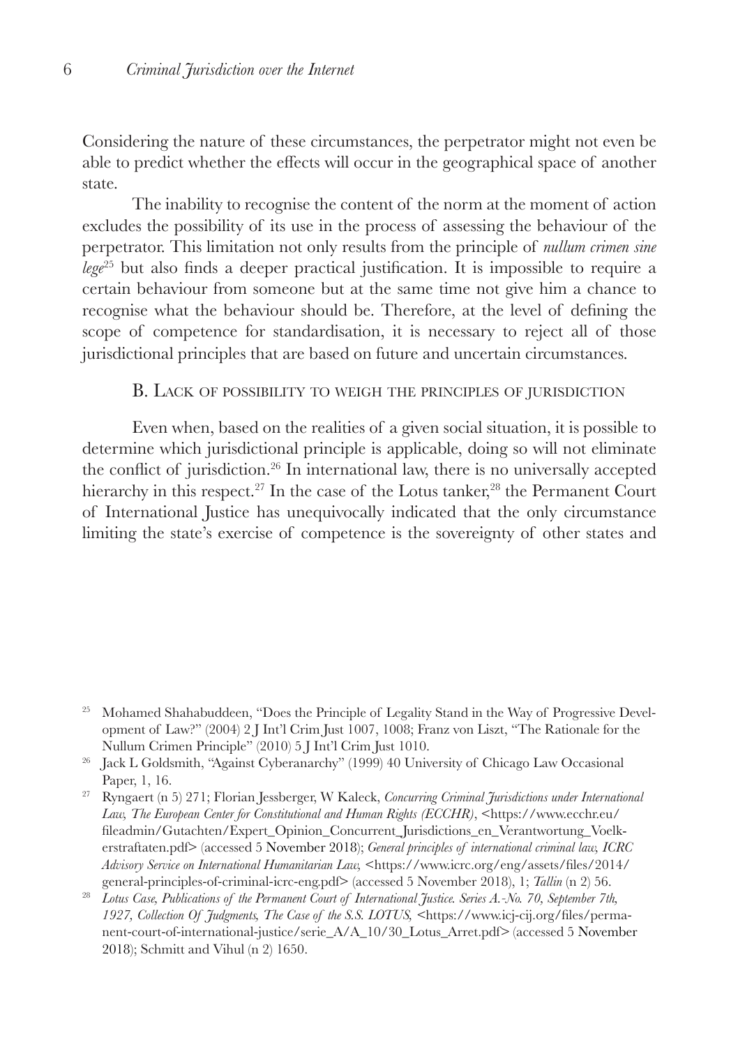Considering the nature of these circumstances, the perpetrator might not even be able to predict whether the effects will occur in the geographical space of another state.

The inability to recognise the content of the norm at the moment of action excludes the possibility of its use in the process of assessing the behaviour of the perpetrator. This limitation not only results from the principle of *nullum crimen sine lege*[25] but also finds a deeper practical justification. It is impossible to require a certain behaviour from someone but at the same time not give him a chance to recognise what the behaviour should be. Therefore, at the level of defining the scope of competence for standardisation, it is necessary to reject all of those jurisdictional principles that are based on future and uncertain circumstances.

### B. Lack of possibility to weigh the principles of jurisdiction

Even when, based on the realities of a given social situation, it is possible to determine which jurisdictional principle is applicable, doing so will not eliminate the conflict of jurisdiction.[26] In international law, there is no universally accepted hierarchy in this respect.[27] In the case of the Lotus tanker,[28] the Permanent Court of International Justice has unequivocally indicated that the only circumstance limiting the state's exercise of competence is the sovereignty of other states and

---

[25] Mohamed Shahabuddeen, "Does the Principle of Legality Stand in the Way of Progressive Development of Law?" (2004) 2 J Int'l Crim Just 1007, 1008; Franz von Liszt, "The Rationale for the Nullum Crimen Principle" (2010) 5 J Int'l Crim Just 1010.

[26] Jack L Goldsmith, "Against Cyberanarchy" (1999) 40 University of Chicago Law Occasional Paper, 1, 16.

[27] Ryngaert (n 5) 271; Florian Jessberger, W Kaleck, *Concurring Criminal Jurisdictions under International Law, The European Center for Constitutional and Human Rights (ECCHR)*, <https://www.ecchr.eu/fileadmin/Gutachten/Expert_Opinion_Concurrent_Jurisdictions_en_Verantwortung_Voelkerstraftaten.pdf> (accessed 5 November 2018); *General principles of international criminal law, ICRC Advisory Service on International Humanitarian Law,* <https://www.icrc.org/eng/assets/files/2014/general-principles-of-criminal-icrc-eng.pdf> (accessed 5 November 2018), 1; *Tallin* (n 2) 56.

[28] *Lotus Case, Publications of the Permanent Court of International Justice. Series A.-No. 70, September 7th, 1927, Collection Of Judgments, The Case of the S.S. LOTUS,* <https://www.icj-cij.org/files/permanent-court-of-international-justice/serie_A/A_10/30_Lotus_Arret.pdf> (accessed 5 November 2018); Schmitt and Vihul (n 2) 1650.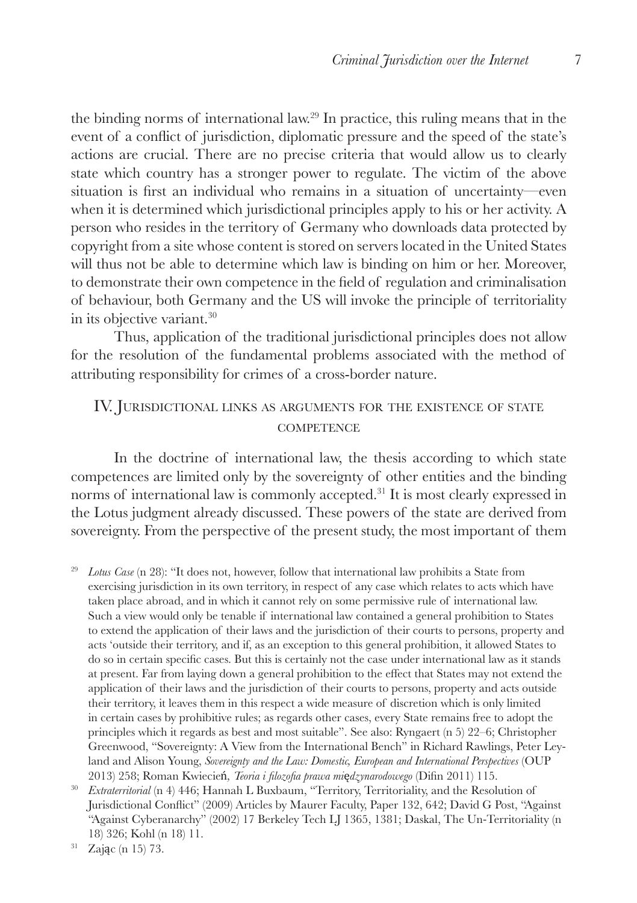the binding norms of international law.[29] In practice, this ruling means that in the event of a conflict of jurisdiction, diplomatic pressure and the speed of the state's actions are crucial. There are no precise criteria that would allow us to clearly state which country has a stronger power to regulate. The victim of the above situation is first an individual who remains in a situation of uncertainty—even when it is determined which jurisdictional principles apply to his or her activity. A person who resides in the territory of Germany who downloads data protected by copyright from a site whose content is stored on servers located in the United States will thus not be able to determine which law is binding on him or her. Moreover, to demonstrate their own competence in the field of regulation and criminalisation of behaviour, both Germany and the US will invoke the principle of territoriality in its objective variant.[30]

Thus, application of the traditional jurisdictional principles does not allow for the resolution of the fundamental problems associated with the method of attributing responsibility for crimes of a cross-border nature.

## IV. Jurisdictional links as arguments for the existence of state competence

In the doctrine of international law, the thesis according to which state competences are limited only by the sovereignty of other entities and the binding norms of international law is commonly accepted.[31] It is most clearly expressed in the Lotus judgment already discussed. These powers of the state are derived from sovereignty. From the perspective of the present study, the most important of them

---

[29] *Lotus Case* (n 28): "It does not, however, follow that international law prohibits a State from exercising jurisdiction in its own territory, in respect of any case which relates to acts which have taken place abroad, and in which it cannot rely on some permissive rule of international law. Such a view would only be tenable if international law contained a general prohibition to States to extend the application of their laws and the jurisdiction of their courts to persons, property and acts 'outside their territory, and if, as an exception to this general prohibition, it allowed States to do so in certain specific cases. But this is certainly not the case under international law as it stands at present. Far from laying down a general prohibition to the effect that States may not extend the application of their laws and the jurisdiction of their courts to persons, property and acts outside their territory, it leaves them in this respect a wide measure of discretion which is only limited in certain cases by prohibitive rules; as regards other cases, every State remains free to adopt the principles which it regards as best and most suitable". See also: Ryngaert (n 5) 22–6; Christopher Greenwood, "Sovereignty: A View from the International Bench" in Richard Rawlings, Peter Leyland and Alison Young, *Sovereignty and the Law: Domestic, European and International Perspectives* (OUP 2013) 258; Roman Kwiecień, *Teoria i filozofia prawa międzynarodowego* (Difin 2011) 115.

[30] *Extraterritorial* (n 4) 446; Hannah L Buxbaum, "Territory, Territoriality, and the Resolution of Jurisdictional Conflict" (2009) Articles by Maurer Faculty, Paper 132, 642; David G Post, "Against "Against Cyberanarchy" (2002) 17 Berkeley Tech LJ 1365, 1381; Daskal, The Un-Territoriality (n 18) 326; Kohl (n 18) 11.

[31] Zając (n 15) 73.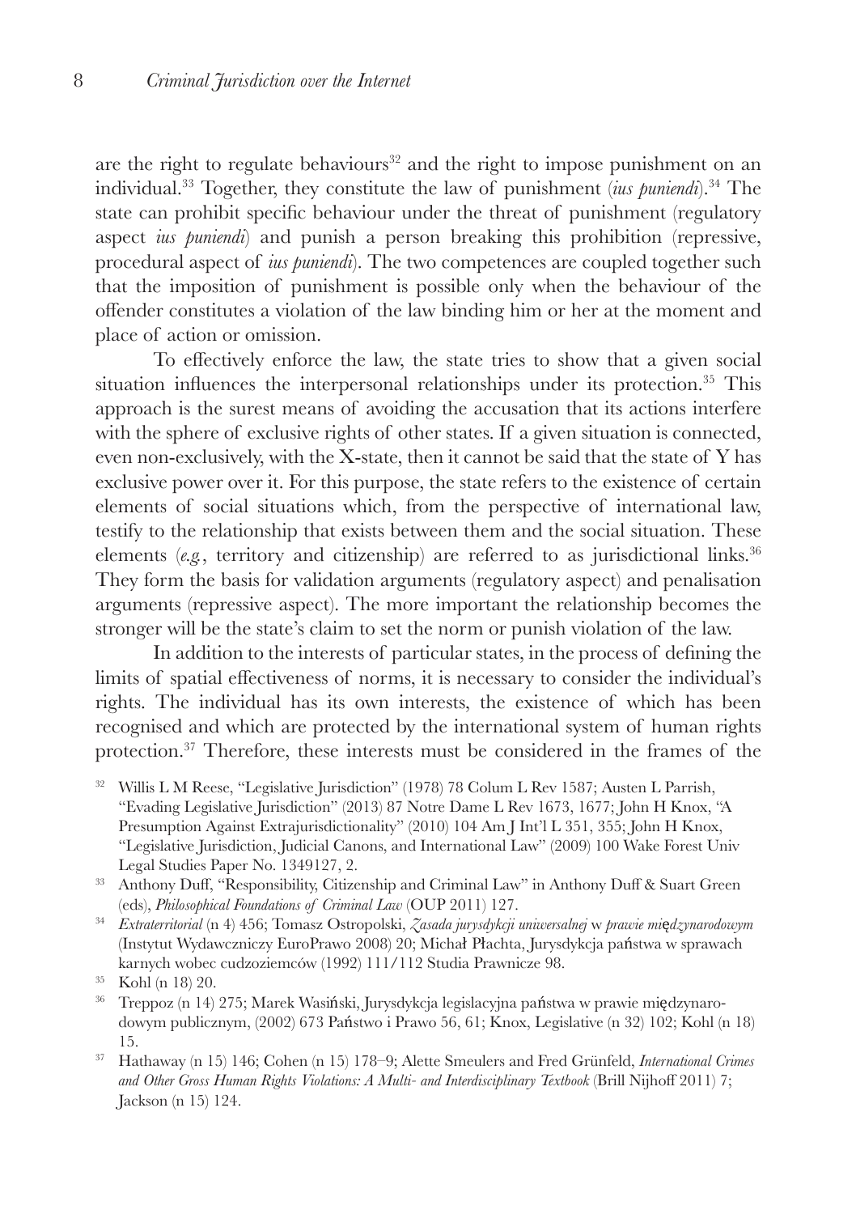are the right to regulate behaviours[32] and the right to impose punishment on an individual.[33] Together, they constitute the law of punishment (*ius puniendi*).[34] The state can prohibit specific behaviour under the threat of punishment (regulatory aspect *ius puniendi*) and punish a person breaking this prohibition (repressive, procedural aspect of *ius puniendi*). The two competences are coupled together such that the imposition of punishment is possible only when the behaviour of the offender constitutes a violation of the law binding him or her at the moment and place of action or omission.

To effectively enforce the law, the state tries to show that a given social situation influences the interpersonal relationships under its protection.[35] This approach is the surest means of avoiding the accusation that its actions interfere with the sphere of exclusive rights of other states. If a given situation is connected, even non-exclusively, with the X-state, then it cannot be said that the state of Y has exclusive power over it. For this purpose, the state refers to the existence of certain elements of social situations which, from the perspective of international law, testify to the relationship that exists between them and the social situation. These elements (*e.g.*, territory and citizenship) are referred to as jurisdictional links.[36] They form the basis for validation arguments (regulatory aspect) and penalisation arguments (repressive aspect). The more important the relationship becomes the stronger will be the state's claim to set the norm or punish violation of the law.

In addition to the interests of particular states, in the process of defining the limits of spatial effectiveness of norms, it is necessary to consider the individual's rights. The individual has its own interests, the existence of which has been recognised and which are protected by the international system of human rights protection.[37] Therefore, these interests must be considered in the frames of the

---

[32] Willis L M Reese, "Legislative Jurisdiction" (1978) 78 Colum L Rev 1587; Austen L Parrish, "Evading Legislative Jurisdiction" (2013) 87 Notre Dame L Rev 1673, 1677; John H Knox, "A Presumption Against Extrajurisdictionality" (2010) 104 Am J Int'l L 351, 355; John H Knox, "Legislative Jurisdiction, Judicial Canons, and International Law" (2009) 100 Wake Forest Univ Legal Studies Paper No. 1349127, 2.

[33] Anthony Duff, "Responsibility, Citizenship and Criminal Law" in Anthony Duff & Suart Green (eds), *Philosophical Foundations of Criminal Law* (OUP 2011) 127.

[34] *Extraterritorial* (n 4) 456; Tomasz Ostropolski, *Zasada jurysdykcji uniwersalnej* w *prawie międzynarodowym* (Instytut Wydawniczy EuroPrawo 2008) 20; Michał Płachta, Jurysdykcja państwa w sprawach karnych wobec cudzoziemców (1992) 111/112 Studia Prawnicze 98.

[35] Kohl (n 18) 20.

[36] Treppoz (n 14) 275; Marek Wasiński, Jurysdykcja legislacyjna państwa w prawie międzynarodowym publicznym, (2002) 673 Państwo i Prawo 56, 61; Knox, Legislative (n 32) 102; Kohl (n 18) 15.

[37] Hathaway (n 15) 146; Cohen (n 15) 178–9; Alette Smeulers and Fred Grünfeld, *International Crimes and Other Gross Human Rights Violations: A Multi- and Interdisciplinary Textbook* (Brill Nijhoff 2011) 7; Jackson (n 15) 124.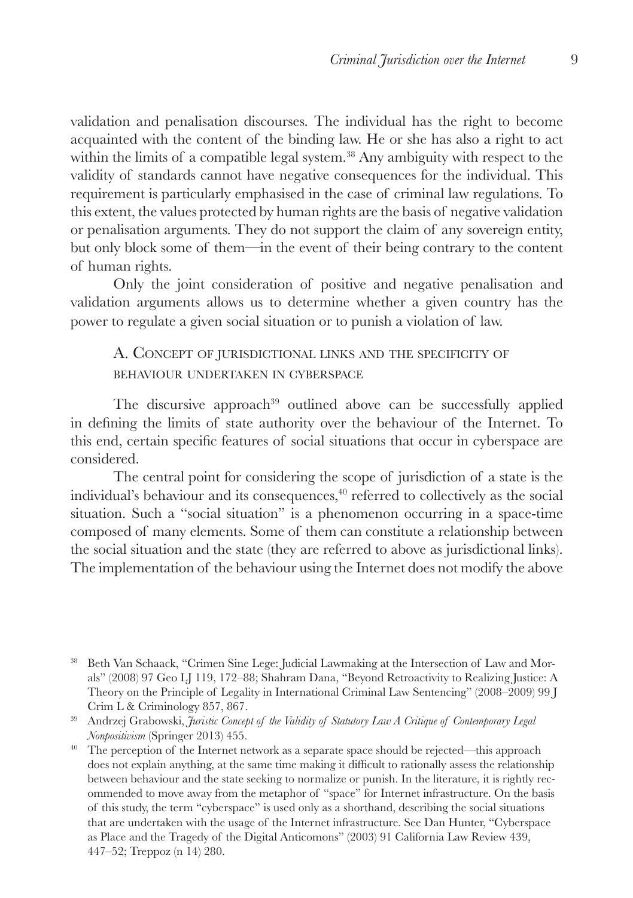validation and penalisation discourses. The individual has the right to become acquainted with the content of the binding law. He or she has also a right to act within the limits of a compatible legal system.[38] Any ambiguity with respect to the validity of standards cannot have negative consequences for the individual. This requirement is particularly emphasised in the case of criminal law regulations. To this extent, the values protected by human rights are the basis of negative validation or penalisation arguments. They do not support the claim of any sovereign entity, but only block some of them—in the event of their being contrary to the content of human rights.

Only the joint consideration of positive and negative penalisation and validation arguments allows us to determine whether a given country has the power to regulate a given social situation or to punish a violation of law.

## A. Concept of jurisdictional links and the specificity of behaviour undertaken in cyberspace

The discursive approach[39] outlined above can be successfully applied in defining the limits of state authority over the behaviour of the Internet. To this end, certain specific features of social situations that occur in cyberspace are considered.

The central point for considering the scope of jurisdiction of a state is the individual's behaviour and its consequences,[40] referred to collectively as the social situation. Such a "social situation" is a phenomenon occurring in a space-time composed of many elements. Some of them can constitute a relationship between the social situation and the state (they are referred to above as jurisdictional links). The implementation of the behaviour using the Internet does not modify the above

---

[38] Beth Van Schaack, "Crimen Sine Lege: Judicial Lawmaking at the Intersection of Law and Morals" (2008) 97 Geo LJ 119, 172–88; Shahram Dana, "Beyond Retroactivity to Realizing Justice: A Theory on the Principle of Legality in International Criminal Law Sentencing" (2008–2009) 99 J Crim L & Criminology 857, 867.

[39] Andrzej Grabowski, *Juristic Concept of the Validity of Statutory Law A Critique of Contemporary Legal Nonpositivism* (Springer 2013) 455.

[40] The perception of the Internet network as a separate space should be rejected—this approach does not explain anything, at the same time making it difficult to rationally assess the relationship between behaviour and the state seeking to normalize or punish. In the literature, it is rightly recommended to move away from the metaphor of "space" for Internet infrastructure. On the basis of this study, the term "cyberspace" is used only as a shorthand, describing the social situations that are undertaken with the usage of the Internet infrastructure. See Dan Hunter, "Cyberspace as Place and the Tragedy of the Digital Anticomons" (2003) 91 California Law Review 439, 447–52; Treppoz (n 14) 280.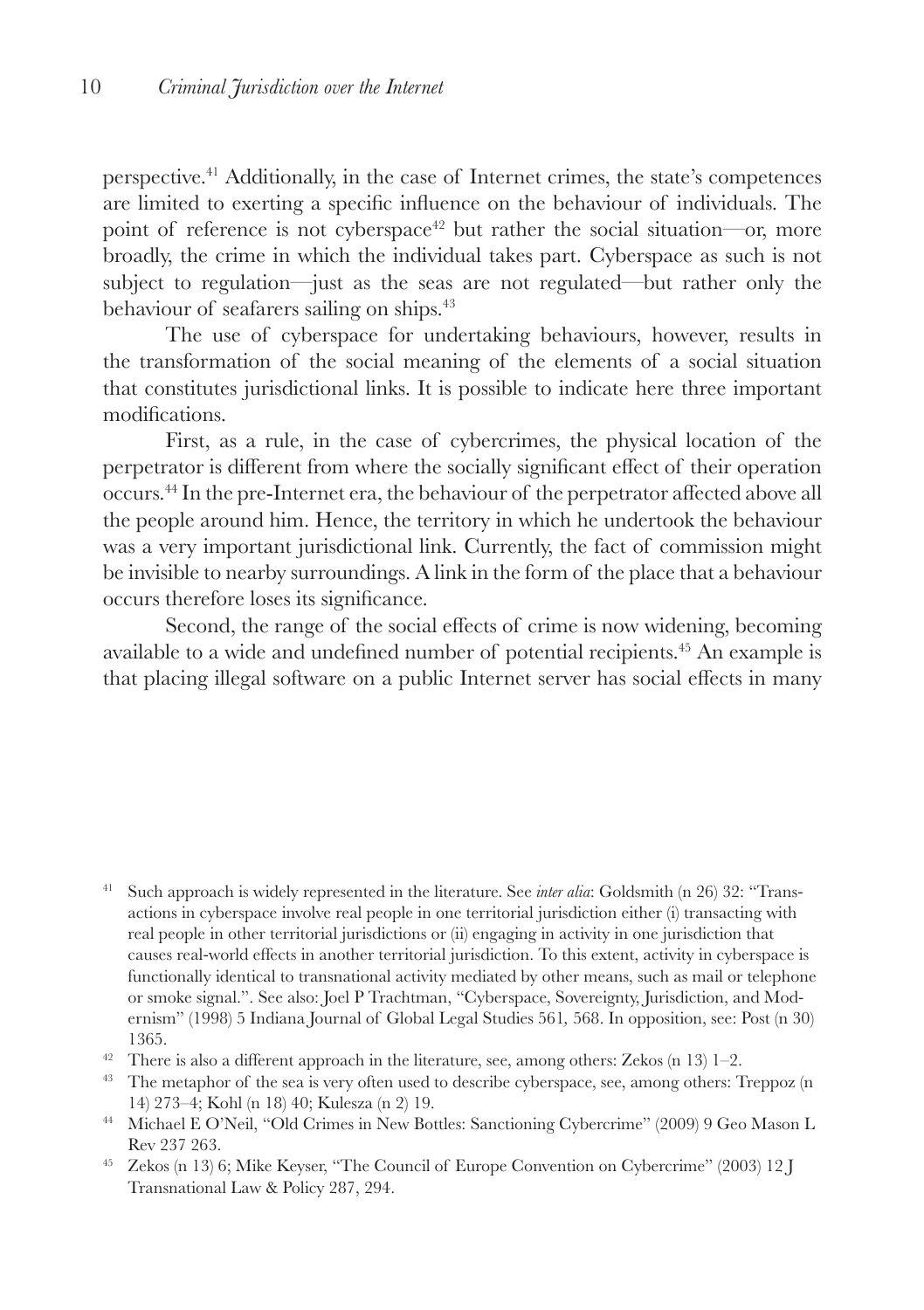perspective.[41] Additionally, in the case of Internet crimes, the state's competences are limited to exerting a specific influence on the behaviour of individuals. The point of reference is not cyberspace[42] but rather the social situation—or, more broadly, the crime in which the individual takes part. Cyberspace as such is not subject to regulation—just as the seas are not regulated—but rather only the behaviour of seafarers sailing on ships.[43]

The use of cyberspace for undertaking behaviours, however, results in the transformation of the social meaning of the elements of a social situation that constitutes jurisdictional links. It is possible to indicate here three important modifications.

First, as a rule, in the case of cybercrimes, the physical location of the perpetrator is different from where the socially significant effect of their operation occurs.[44] In the pre-Internet era, the behaviour of the perpetrator affected above all the people around him. Hence, the territory in which he undertook the behaviour was a very important jurisdictional link. Currently, the fact of commission might be invisible to nearby surroundings. A link in the form of the place that a behaviour occurs therefore loses its significance.

Second, the range of the social effects of crime is now widening, becoming available to a wide and undefined number of potential recipients.[45] An example is that placing illegal software on a public Internet server has social effects in many

[41] Such approach is widely represented in the literature. See *inter alia*: Goldsmith (n 26) 32: "Transactions in cyberspace involve real people in one territorial jurisdiction either (i) transacting with real people in other territorial jurisdictions or (ii) engaging in activity in one jurisdiction that causes real-world effects in another territorial jurisdiction. To this extent, activity in cyberspace is functionally identical to transnational activity mediated by other means, such as mail or telephone or smoke signal.". See also: Joel P Trachtman, "Cyberspace, Sovereignty, Jurisdiction, and Modernism" (1998) 5 Indiana Journal of Global Legal Studies 561, 568. In opposition, see: Post (n 30) 1365.

[42] There is also a different approach in the literature, see, among others: Zekos (n 13) 1–2.

[43] The metaphor of the sea is very often used to describe cyberspace, see, among others: Treppoz (n 14) 273–4; Kohl (n 18) 40; Kulesza (n 2) 19.

[44] Michael E O'Neil, "Old Crimes in New Bottles: Sanctioning Cybercrime" (2009) 9 Geo Mason L Rev 237 263.

[45] Zekos (n 13) 6; Mike Keyser, "The Council of Europe Convention on Cybercrime" (2003) 12 J Transnational Law & Policy 287, 294.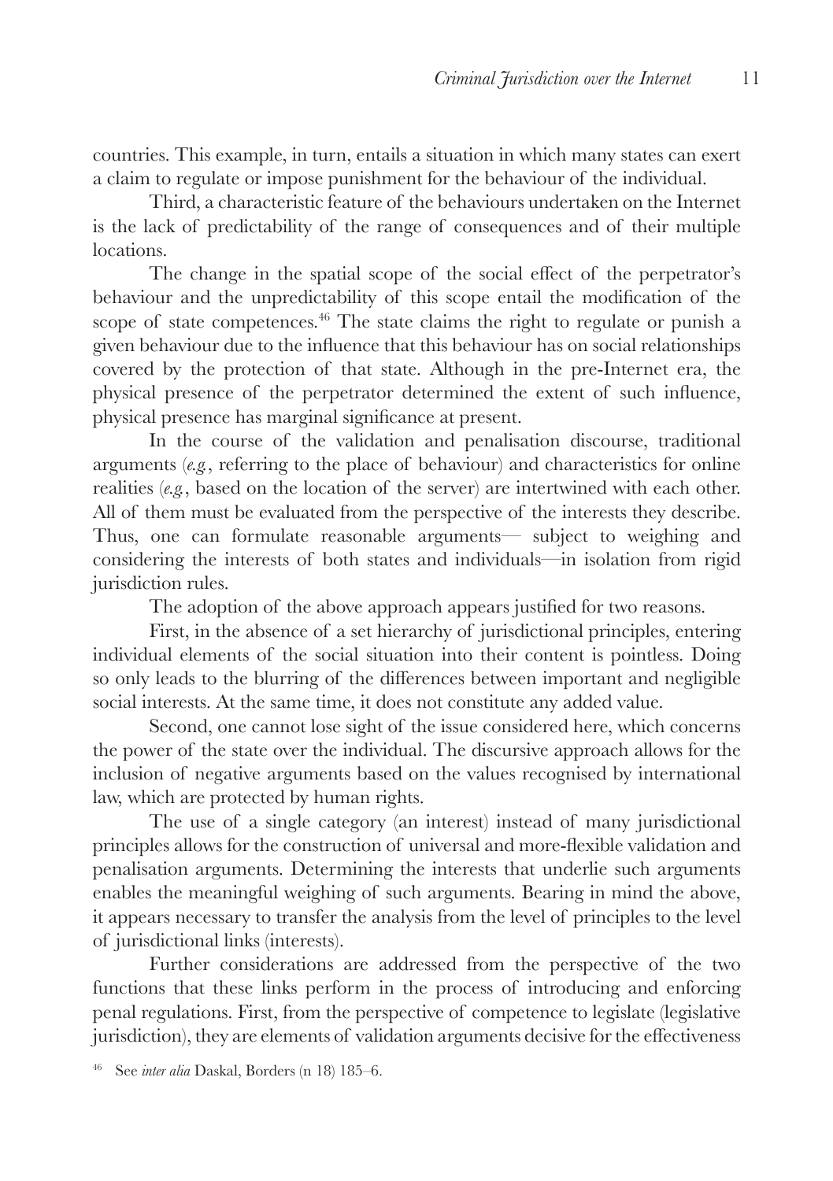countries. This example, in turn, entails a situation in which many states can exert a claim to regulate or impose punishment for the behaviour of the individual.

Third, a characteristic feature of the behaviours undertaken on the Internet is the lack of predictability of the range of consequences and of their multiple locations.

The change in the spatial scope of the social effect of the perpetrator's behaviour and the unpredictability of this scope entail the modification of the scope of state competences.[46] The state claims the right to regulate or punish a given behaviour due to the influence that this behaviour has on social relationships covered by the protection of that state. Although in the pre-Internet era, the physical presence of the perpetrator determined the extent of such influence, physical presence has marginal significance at present.

In the course of the validation and penalisation discourse, traditional arguments (*e.g.*, referring to the place of behaviour) and characteristics for online realities (*e.g.*, based on the location of the server) are intertwined with each other. All of them must be evaluated from the perspective of the interests they describe. Thus, one can formulate reasonable arguments— subject to weighing and considering the interests of both states and individuals—in isolation from rigid jurisdiction rules.

The adoption of the above approach appears justified for two reasons.

First, in the absence of a set hierarchy of jurisdictional principles, entering individual elements of the social situation into their content is pointless. Doing so only leads to the blurring of the differences between important and negligible social interests. At the same time, it does not constitute any added value.

Second, one cannot lose sight of the issue considered here, which concerns the power of the state over the individual. The discursive approach allows for the inclusion of negative arguments based on the values recognised by international law, which are protected by human rights.

The use of a single category (an interest) instead of many jurisdictional principles allows for the construction of universal and more-flexible validation and penalisation arguments. Determining the interests that underlie such arguments enables the meaningful weighing of such arguments. Bearing in mind the above, it appears necessary to transfer the analysis from the level of principles to the level of jurisdictional links (interests).

Further considerations are addressed from the perspective of the two functions that these links perform in the process of introducing and enforcing penal regulations. First, from the perspective of competence to legislate (legislative jurisdiction), they are elements of validation arguments decisive for the effectiveness

[46] See *inter alia* Daskal, Borders (n 18) 185–6.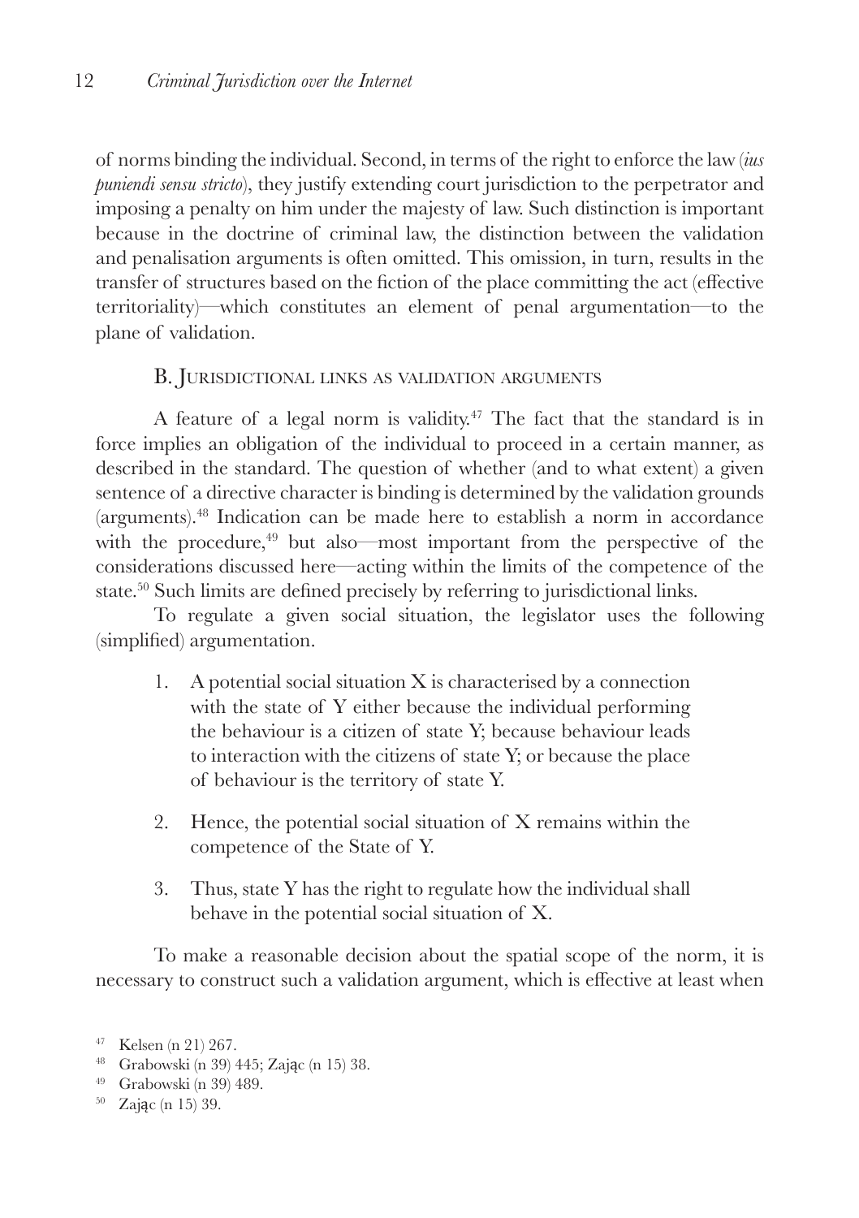of norms binding the individual. Second, in terms of the right to enforce the law (*ius puniendi sensu stricto*), they justify extending court jurisdiction to the perpetrator and imposing a penalty on him under the majesty of law. Such distinction is important because in the doctrine of criminal law, the distinction between the validation and penalisation arguments is often omitted. This omission, in turn, results in the transfer of structures based on the fiction of the place committing the act (effective territoriality)—which constitutes an element of penal argumentation—to the plane of validation.

### B. Jurisdictional links as validation arguments

A feature of a legal norm is validity.[47] The fact that the standard is in force implies an obligation of the individual to proceed in a certain manner, as described in the standard. The question of whether (and to what extent) a given sentence of a directive character is binding is determined by the validation grounds (arguments).[48] Indication can be made here to establish a norm in accordance with the procedure,[49] but also—most important from the perspective of the considerations discussed here—acting within the limits of the competence of the state.[50] Such limits are defined precisely by referring to jurisdictional links.

To regulate a given social situation, the legislator uses the following (simplified) argumentation.

1. A potential social situation X is characterised by a connection with the state of Y either because the individual performing the behaviour is a citizen of state Y; because behaviour leads to interaction with the citizens of state Y; or because the place of behaviour is the territory of state Y.

2. Hence, the potential social situation of X remains within the competence of the State of Y.

3. Thus, state Y has the right to regulate how the individual shall behave in the potential social situation of X.

To make a reasonable decision about the spatial scope of the norm, it is necessary to construct such a validation argument, which is effective at least when

[47] Kelsen (n 21) 267.

[48] Grabowski (n 39) 445; Zając (n 15) 38.

[49] Grabowski (n 39) 489.

[50] Zając (n 15) 39.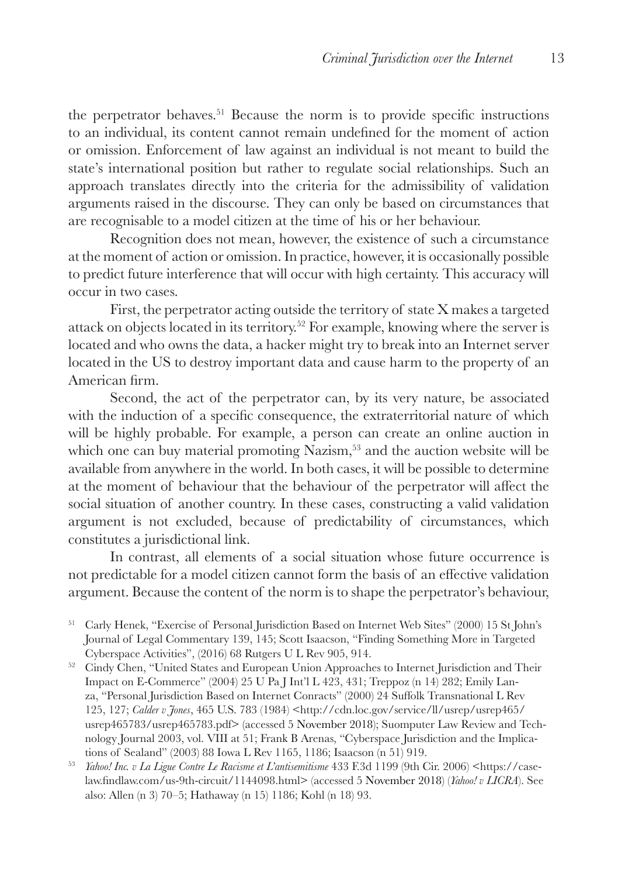the perpetrator behaves.[51] Because the norm is to provide specific instructions to an individual, its content cannot remain undefined for the moment of action or omission. Enforcement of law against an individual is not meant to build the state's international position but rather to regulate social relationships. Such an approach translates directly into the criteria for the admissibility of validation arguments raised in the discourse. They can only be based on circumstances that are recognisable to a model citizen at the time of his or her behaviour.

Recognition does not mean, however, the existence of such a circumstance at the moment of action or omission. In practice, however, it is occasionally possible to predict future interference that will occur with high certainty. This accuracy will occur in two cases.

First, the perpetrator acting outside the territory of state X makes a targeted attack on objects located in its territory.[52] For example, knowing where the server is located and who owns the data, a hacker might try to break into an Internet server located in the US to destroy important data and cause harm to the property of an American firm.

Second, the act of the perpetrator can, by its very nature, be associated with the induction of a specific consequence, the extraterritorial nature of which will be highly probable. For example, a person can create an online auction in which one can buy material promoting Nazism,[53] and the auction website will be available from anywhere in the world. In both cases, it will be possible to determine at the moment of behaviour that the behaviour of the perpetrator will affect the social situation of another country. In these cases, constructing a valid validation argument is not excluded, because of predictability of circumstances, which constitutes a jurisdictional link.

In contrast, all elements of a social situation whose future occurrence is not predictable for a model citizen cannot form the basis of an effective validation argument. Because the content of the norm is to shape the perpetrator's behaviour,

---

[51] Carly Henek, "Exercise of Personal Jurisdiction Based on Internet Web Sites" (2000) 15 St John's Journal of Legal Commentary 139, 145; Scott Isaacson, "Finding Something More in Targeted Cyberspace Activities", (2016) 68 Rutgers U L Rev 905, 914.

[52] Cindy Chen, "United States and European Union Approaches to Internet Jurisdiction and Their Impact on E-Commerce" (2004) 25 U Pa J Int'l L 423, 431; Treppoz (n 14) 282; Emily Lanza, "Personal Jurisdiction Based on Internet Conracts" (2000) 24 Suffolk Transnational L Rev 125, 127; *Calder v Jones*, 465 U.S. 783 (1984) <http://cdn.loc.gov/service/ll/usrep/usrep465/usrep465783/usrep465783.pdf> (accessed 5 November 2018); Suomputer Law Review and Technology Journal 2003, vol. VIII at 51; Frank B Arenas, "Cyberspace Jurisdiction and the Implications of Sealand" (2003) 88 Iowa L Rev 1165, 1186; Isaacson (n 51) 919.

[53] *Yahoo! Inc. v La Ligue Contre Le Racisme et L'antisemitisme* 433 F.3d 1199 (9th Cir. 2006) <https://caselaw.findlaw.com/us-9th-circuit/1144098.html> (accessed 5 November 2018) (*Yahoo! v LICRA*). See also: Allen (n 3) 70–5; Hathaway (n 15) 1186; Kohl (n 18) 93.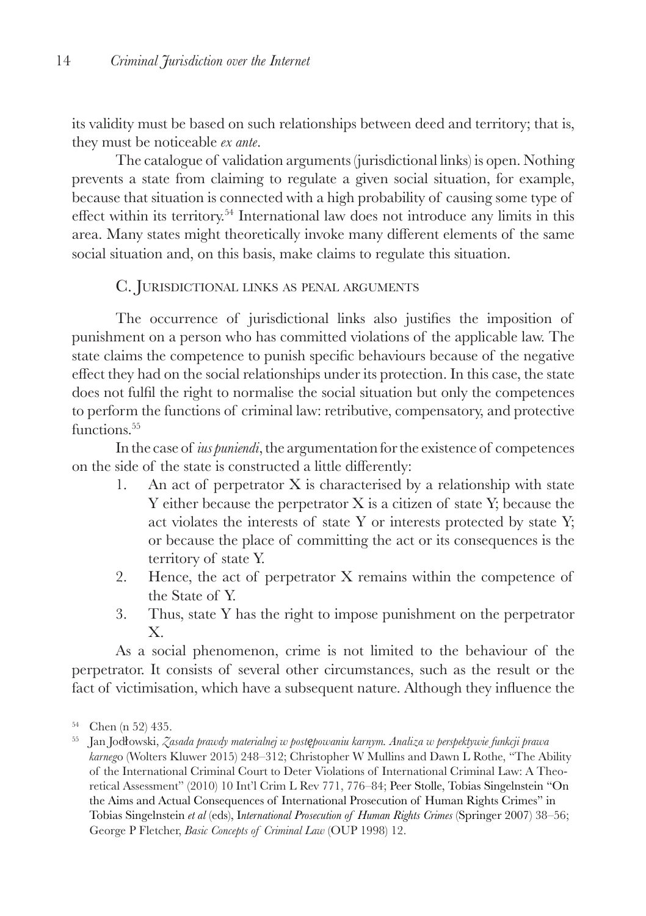its validity must be based on such relationships between deed and territory; that is, they must be noticeable *ex ante*.

The catalogue of validation arguments (jurisdictional links) is open. Nothing prevents a state from claiming to regulate a given social situation, for example, because that situation is connected with a high probability of causing some type of effect within its territory.[54] International law does not introduce any limits in this area. Many states might theoretically invoke many different elements of the same social situation and, on this basis, make claims to regulate this situation.

### C. Jurisdictional links as penal arguments

The occurrence of jurisdictional links also justifies the imposition of punishment on a person who has committed violations of the applicable law. The state claims the competence to punish specific behaviours because of the negative effect they had on the social relationships under its protection. In this case, the state does not fulfil the right to normalise the social situation but only the competences to perform the functions of criminal law: retributive, compensatory, and protective functions.[55]

In the case of *ius puniendi*, the argumentation for the existence of competences on the side of the state is constructed a little differently:

1. An act of perpetrator X is characterised by a relationship with state Y either because the perpetrator X is a citizen of state Y; because the act violates the interests of state Y or interests protected by state Y; or because the place of committing the act or its consequences is the territory of state Y.
2. Hence, the act of perpetrator X remains within the competence of the State of Y.
3. Thus, state Y has the right to impose punishment on the perpetrator X.

As a social phenomenon, crime is not limited to the behaviour of the perpetrator. It consists of several other circumstances, such as the result or the fact of victimisation, which have a subsequent nature. Although they influence the

---

[54] Chen (n 52) 435.

[55] Jan Jodłowski, *Zasada prawdy materialnej w postępowaniu karnym. Analiza w perspektywie funkcji prawa karnego* (Wolters Kluwer 2015) 248–312; Christopher W Mullins and Dawn L Rothe, "The Ability of the International Criminal Court to Deter Violations of International Criminal Law: A Theoretical Assessment" (2010) 10 Int'l Crim L Rev 771, 776–84; Peer Stolle, Tobias Singelnstein "On the Aims and Actual Consequences of International Prosecution of Human Rights Crimes" in Tobias Singelnstein *et al* (eds), *International Prosecution of Human Rights Crimes* (Springer 2007) 38–56; George P Fletcher, *Basic Concepts of Criminal Law* (OUP 1998) 12.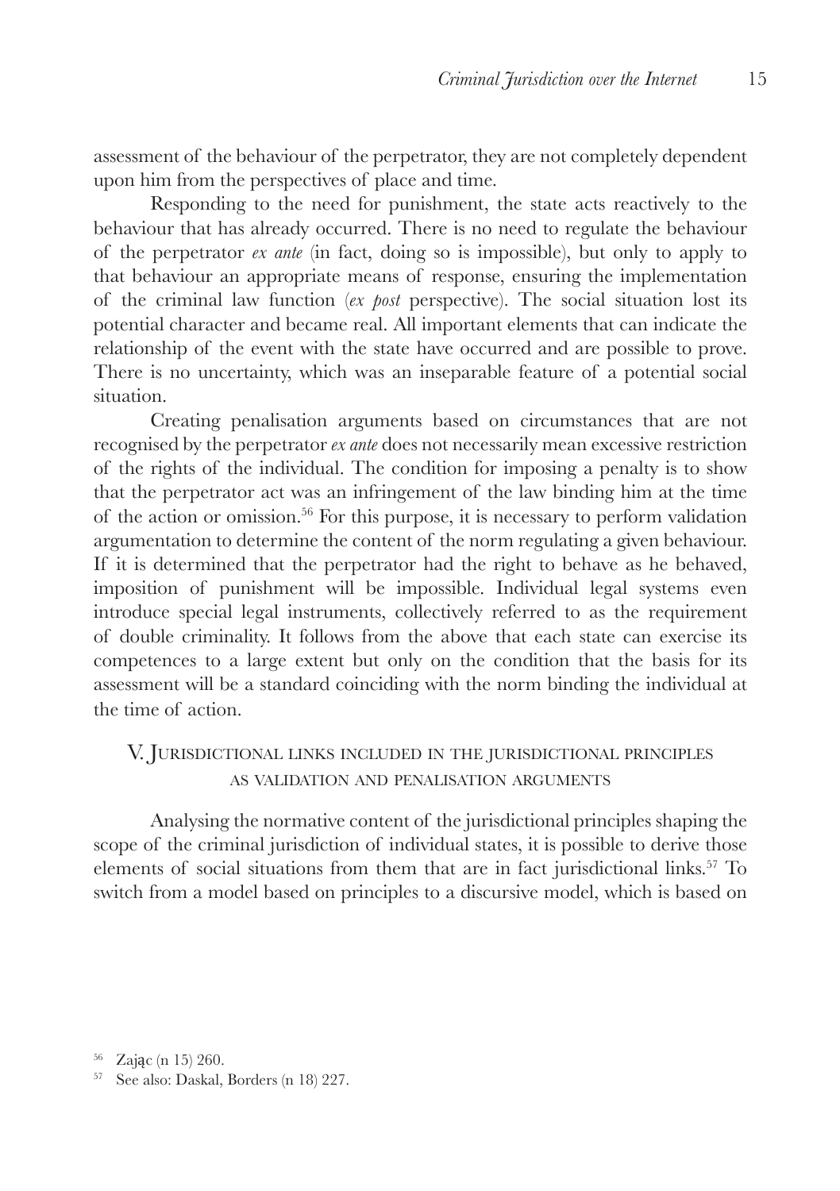assessment of the behaviour of the perpetrator, they are not completely dependent upon him from the perspectives of place and time.

Responding to the need for punishment, the state acts reactively to the behaviour that has already occurred. There is no need to regulate the behaviour of the perpetrator *ex ante* (in fact, doing so is impossible), but only to apply to that behaviour an appropriate means of response, ensuring the implementation of the criminal law function (*ex post* perspective). The social situation lost its potential character and became real. All important elements that can indicate the relationship of the event with the state have occurred and are possible to prove. There is no uncertainty, which was an inseparable feature of a potential social situation.

Creating penalisation arguments based on circumstances that are not recognised by the perpetrator *ex ante* does not necessarily mean excessive restriction of the rights of the individual. The condition for imposing a penalty is to show that the perpetrator act was an infringement of the law binding him at the time of the action or omission.[56] For this purpose, it is necessary to perform validation argumentation to determine the content of the norm regulating a given behaviour. If it is determined that the perpetrator had the right to behave as he behaved, imposition of punishment will be impossible. Individual legal systems even introduce special legal instruments, collectively referred to as the requirement of double criminality. It follows from the above that each state can exercise its competences to a large extent but only on the condition that the basis for its assessment will be a standard coinciding with the norm binding the individual at the time of action.

## V. Jurisdictional links included in the jurisdictional principles as validation and penalisation arguments

Analysing the normative content of the jurisdictional principles shaping the scope of the criminal jurisdiction of individual states, it is possible to derive those elements of social situations from them that are in fact jurisdictional links.[57] To switch from a model based on principles to a discursive model, which is based on

[56] Zając (n 15) 260.

[57] See also: Daskal, Borders (n 18) 227.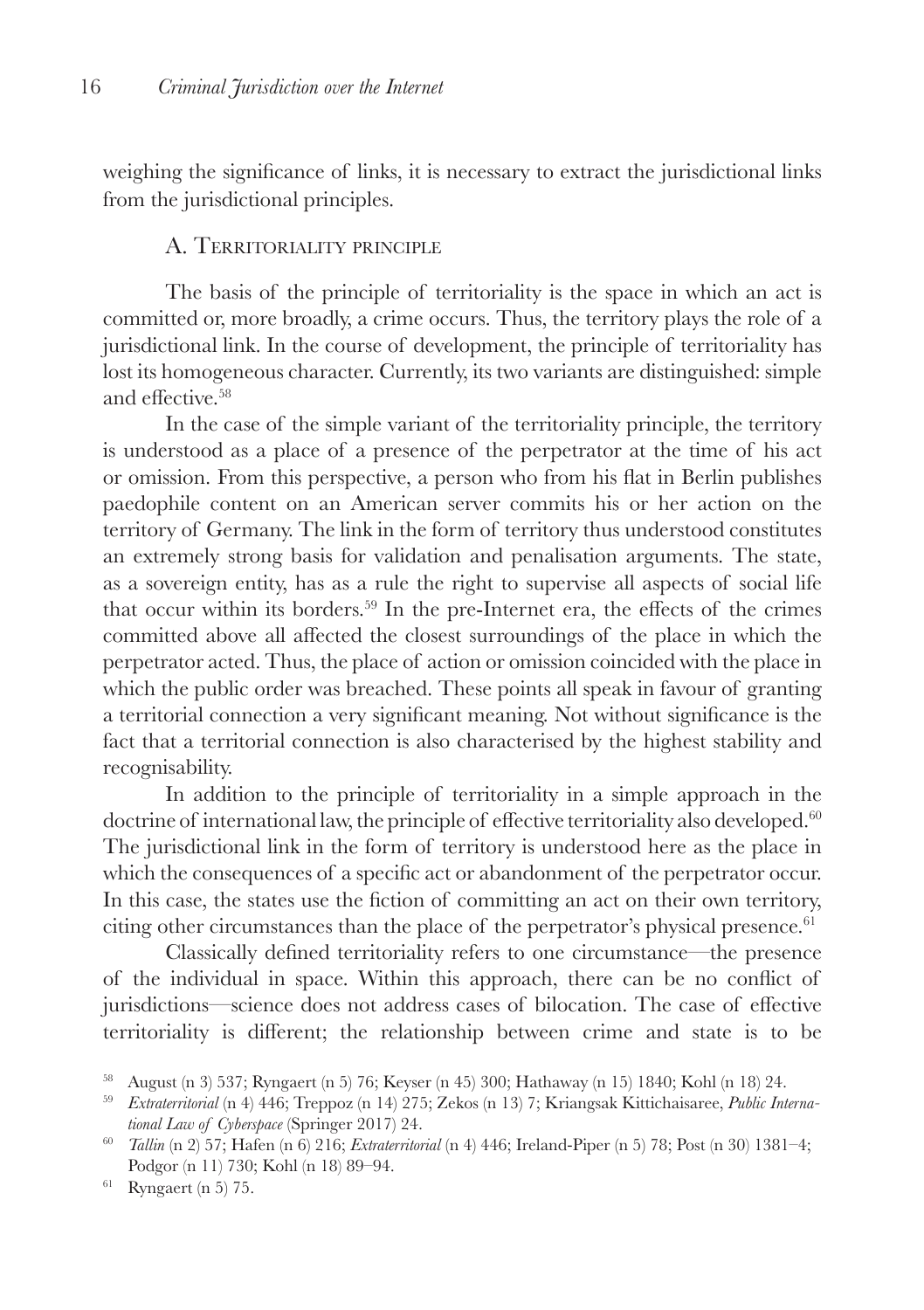weighing the significance of links, it is necessary to extract the jurisdictional links from the jurisdictional principles.

### A. Territoriality principle

The basis of the principle of territoriality is the space in which an act is committed or, more broadly, a crime occurs. Thus, the territory plays the role of a jurisdictional link. In the course of development, the principle of territoriality has lost its homogeneous character. Currently, its two variants are distinguished: simple and effective.[58]

In the case of the simple variant of the territoriality principle, the territory is understood as a place of a presence of the perpetrator at the time of his act or omission. From this perspective, a person who from his flat in Berlin publishes paedophile content on an American server commits his or her action on the territory of Germany. The link in the form of territory thus understood constitutes an extremely strong basis for validation and penalisation arguments. The state, as a sovereign entity, has as a rule the right to supervise all aspects of social life that occur within its borders.[59] In the pre-Internet era, the effects of the crimes committed above all affected the closest surroundings of the place in which the perpetrator acted. Thus, the place of action or omission coincided with the place in which the public order was breached. These points all speak in favour of granting a territorial connection a very significant meaning. Not without significance is the fact that a territorial connection is also characterised by the highest stability and recognisability.

In addition to the principle of territoriality in a simple approach in the doctrine of international law, the principle of effective territoriality also developed.[60] The jurisdictional link in the form of territory is understood here as the place in which the consequences of a specific act or abandonment of the perpetrator occur. In this case, the states use the fiction of committing an act on their own territory, citing other circumstances than the place of the perpetrator's physical presence.[61]

Classically defined territoriality refers to one circumstance—the presence of the individual in space. Within this approach, there can be no conflict of jurisdictions—science does not address cases of bilocation. The case of effective territoriality is different; the relationship between crime and state is to be

---

[58] August (n 3) 537; Ryngaert (n 5) 76; Keyser (n 45) 300; Hathaway (n 15) 1840; Kohl (n 18) 24.

[59] *Extraterritorial* (n 4) 446; Treppoz (n 14) 275; Zekos (n 13) 7; Kriangsak Kittichaisaree, *Public International Law of Cyberspace* (Springer 2017) 24.

[60] *Tallin* (n 2) 57; Hafen (n 6) 216; *Extraterritorial* (n 4) 446; Ireland-Piper (n 5) 78; Post (n 30) 1381–4; Podgor (n 11) 730; Kohl (n 18) 89–94.

[61] Ryngaert (n 5) 75.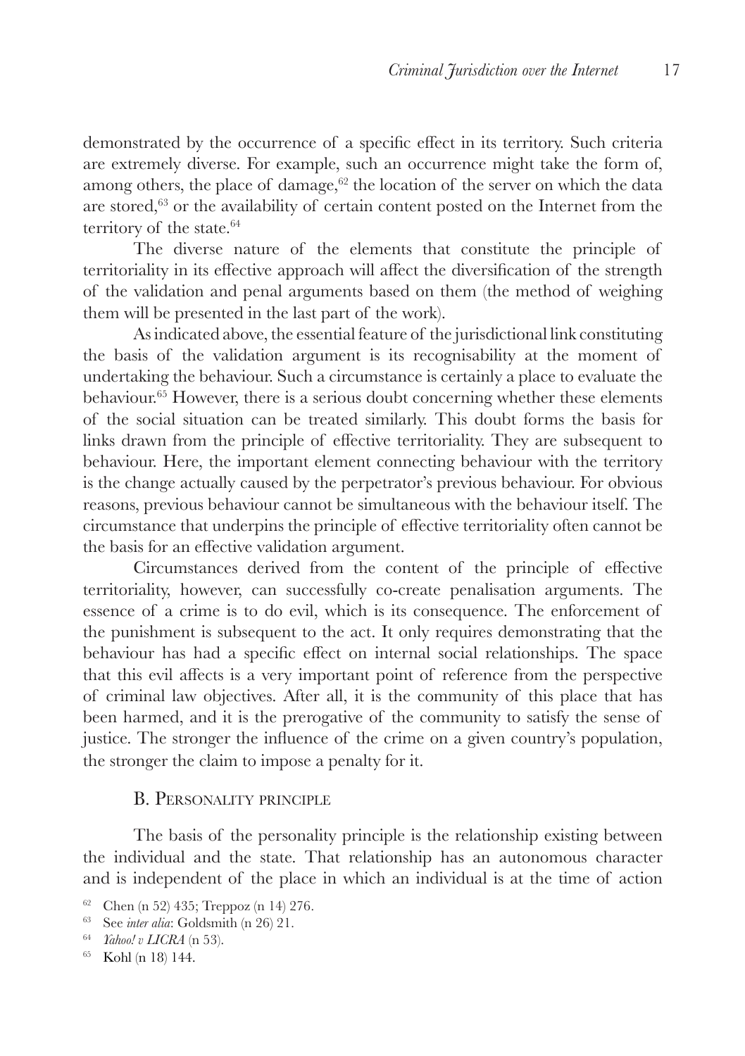demonstrated by the occurrence of a specific effect in its territory. Such criteria are extremely diverse. For example, such an occurrence might take the form of, among others, the place of damage,[62] the location of the server on which the data are stored,[63] or the availability of certain content posted on the Internet from the territory of the state.[64]

The diverse nature of the elements that constitute the principle of territoriality in its effective approach will affect the diversification of the strength of the validation and penal arguments based on them (the method of weighing them will be presented in the last part of the work).

As indicated above, the essential feature of the jurisdictional link constituting the basis of the validation argument is its recognisability at the moment of undertaking the behaviour. Such a circumstance is certainly a place to evaluate the behaviour.[65] However, there is a serious doubt concerning whether these elements of the social situation can be treated similarly. This doubt forms the basis for links drawn from the principle of effective territoriality. They are subsequent to behaviour. Here, the important element connecting behaviour with the territory is the change actually caused by the perpetrator's previous behaviour. For obvious reasons, previous behaviour cannot be simultaneous with the behaviour itself. The circumstance that underpins the principle of effective territoriality often cannot be the basis for an effective validation argument.

Circumstances derived from the content of the principle of effective territoriality, however, can successfully co-create penalisation arguments. The essence of a crime is to do evil, which is its consequence. The enforcement of the punishment is subsequent to the act. It only requires demonstrating that the behaviour has had a specific effect on internal social relationships. The space that this evil affects is a very important point of reference from the perspective of criminal law objectives. After all, it is the community of this place that has been harmed, and it is the prerogative of the community to satisfy the sense of justice. The stronger the influence of the crime on a given country's population, the stronger the claim to impose a penalty for it.

### B. Personality principle

The basis of the personality principle is the relationship existing between the individual and the state. That relationship has an autonomous character and is independent of the place in which an individual is at the time of action

[62] Chen (n 52) 435; Treppoz (n 14) 276.

[63] See *inter alia*: Goldsmith (n 26) 21.

[64] *Yahoo! v LICRA* (n 53).

[65] Kohl (n 18) 144.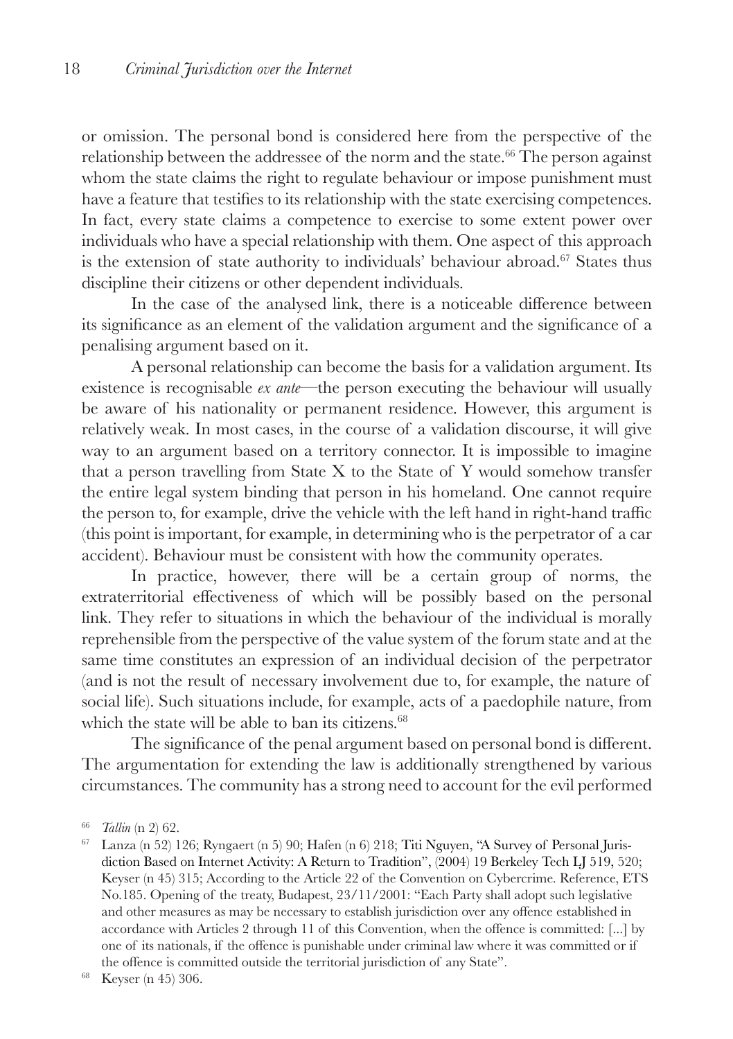or omission. The personal bond is considered here from the perspective of the relationship between the addressee of the norm and the state.[66] The person against whom the state claims the right to regulate behaviour or impose punishment must have a feature that testifies to its relationship with the state exercising competences. In fact, every state claims a competence to exercise to some extent power over individuals who have a special relationship with them. One aspect of this approach is the extension of state authority to individuals' behaviour abroad.[67] States thus discipline their citizens or other dependent individuals.

In the case of the analysed link, there is a noticeable difference between its significance as an element of the validation argument and the significance of a penalising argument based on it.

A personal relationship can become the basis for a validation argument. Its existence is recognisable *ex ante*—the person executing the behaviour will usually be aware of his nationality or permanent residence. However, this argument is relatively weak. In most cases, in the course of a validation discourse, it will give way to an argument based on a territory connector. It is impossible to imagine that a person travelling from State X to the State of Y would somehow transfer the entire legal system binding that person in his homeland. One cannot require the person to, for example, drive the vehicle with the left hand in right-hand traffic (this point is important, for example, in determining who is the perpetrator of a car accident). Behaviour must be consistent with how the community operates.

In practice, however, there will be a certain group of norms, the extraterritorial effectiveness of which will be possibly based on the personal link. They refer to situations in which the behaviour of the individual is morally reprehensible from the perspective of the value system of the forum state and at the same time constitutes an expression of an individual decision of the perpetrator (and is not the result of necessary involvement due to, for example, the nature of social life). Such situations include, for example, acts of a paedophile nature, from which the state will be able to ban its citizens.[68]

The significance of the penal argument based on personal bond is different. The argumentation for extending the law is additionally strengthened by various circumstances. The community has a strong need to account for the evil performed

[66] *Tallin* (n 2) 62.

[67] Lanza (n 52) 126; Ryngaert (n 5) 90; Hafen (n 6) 218; Titi Nguyen, "A Survey of Personal Jurisdiction Based on Internet Activity: A Return to Tradition", (2004) 19 Berkeley Tech LJ 519, 520; Keyser (n 45) 315; According to the Article 22 of the Convention on Cybercrime. Reference, ETS No.185. Opening of the treaty, Budapest, 23/11/2001: "Each Party shall adopt such legislative and other measures as may be necessary to establish jurisdiction over any offence established in accordance with Articles 2 through 11 of this Convention, when the offence is committed: [...] by one of its nationals, if the offence is punishable under criminal law where it was committed or if the offence is committed outside the territorial jurisdiction of any State".

[68] Keyser (n 45) 306.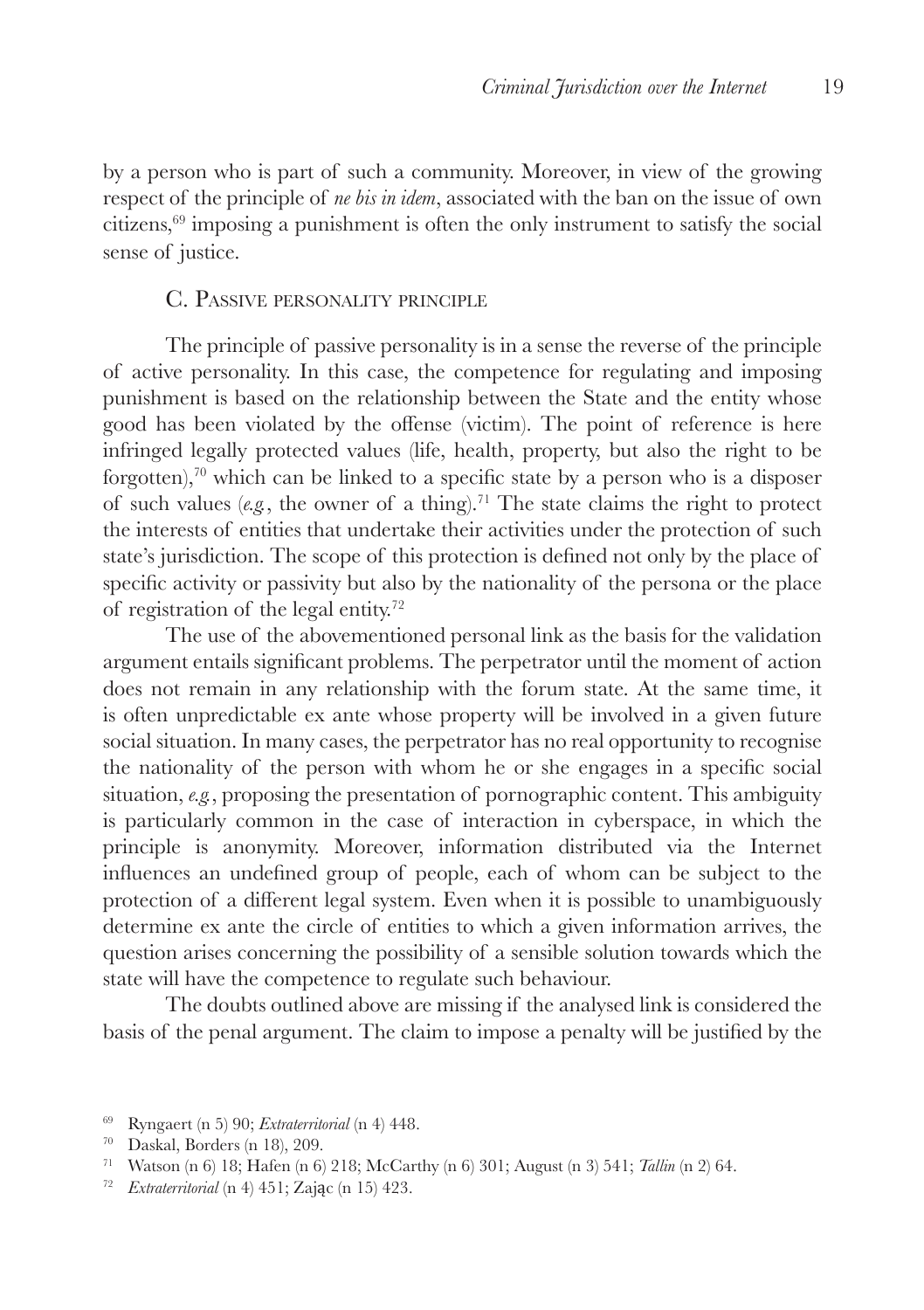by a person who is part of such a community. Moreover, in view of the growing respect of the principle of *ne bis in idem*, associated with the ban on the issue of own citizens,[69] imposing a punishment is often the only instrument to satisfy the social sense of justice.

### C. Passive personality principle

The principle of passive personality is in a sense the reverse of the principle of active personality. In this case, the competence for regulating and imposing punishment is based on the relationship between the State and the entity whose good has been violated by the offense (victim). The point of reference is here infringed legally protected values (life, health, property, but also the right to be forgotten),[70] which can be linked to a specific state by a person who is a disposer of such values (*e.g.*, the owner of a thing).[71] The state claims the right to protect the interests of entities that undertake their activities under the protection of such state's jurisdiction. The scope of this protection is defined not only by the place of specific activity or passivity but also by the nationality of the persona or the place of registration of the legal entity.[72]

The use of the abovementioned personal link as the basis for the validation argument entails significant problems. The perpetrator until the moment of action does not remain in any relationship with the forum state. At the same time, it is often unpredictable ex ante whose property will be involved in a given future social situation. In many cases, the perpetrator has no real opportunity to recognise the nationality of the person with whom he or she engages in a specific social situation, *e.g.*, proposing the presentation of pornographic content. This ambiguity is particularly common in the case of interaction in cyberspace, in which the principle is anonymity. Moreover, information distributed via the Internet influences an undefined group of people, each of whom can be subject to the protection of a different legal system. Even when it is possible to unambiguously determine ex ante the circle of entities to which a given information arrives, the question arises concerning the possibility of a sensible solution towards which the state will have the competence to regulate such behaviour.

The doubts outlined above are missing if the analysed link is considered the basis of the penal argument. The claim to impose a penalty will be justified by the

---

[69] Ryngaert (n 5) 90; *Extraterritorial* (n 4) 448.

[70] Daskal, Borders (n 18), 209.

[71] Watson (n 6) 18; Hafen (n 6) 218; McCarthy (n 6) 301; August (n 3) 541; *Tallin* (n 2) 64.

[72] *Extraterritorial* (n 4) 451; Zając (n 15) 423.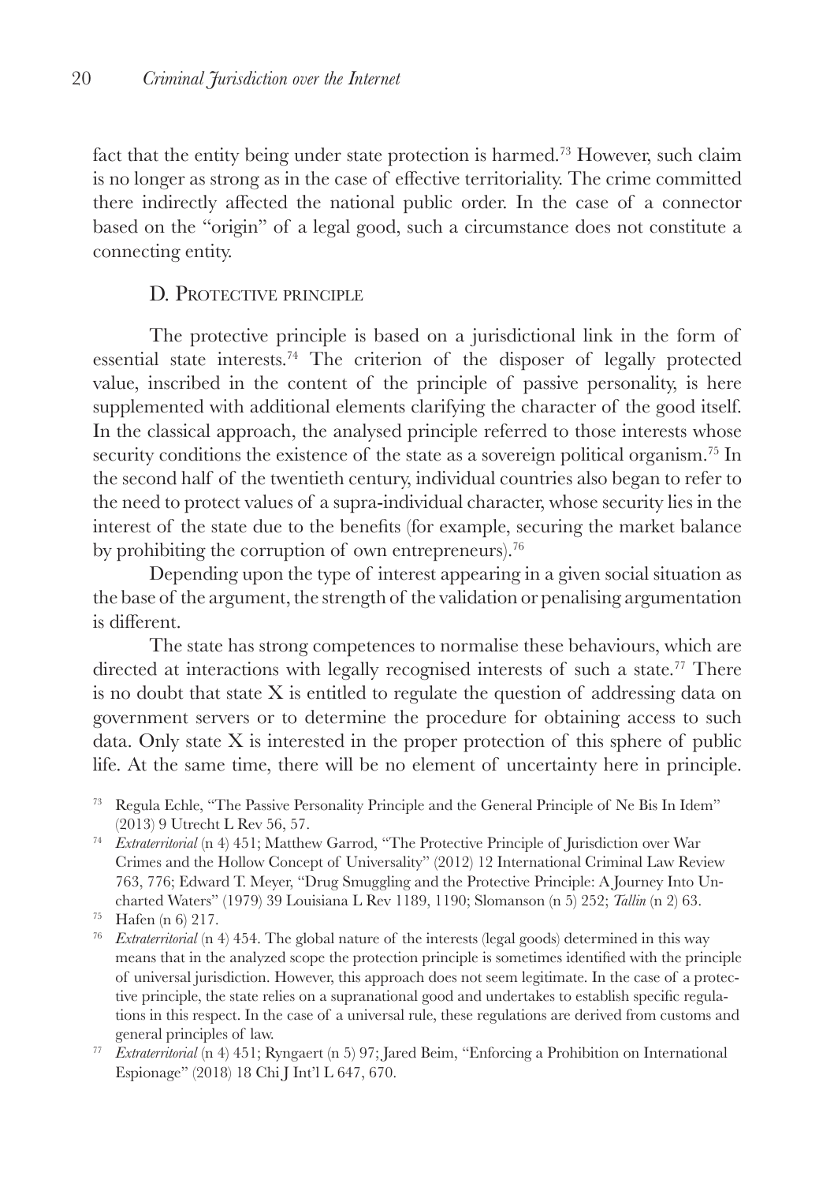fact that the entity being under state protection is harmed.[73] However, such claim is no longer as strong as in the case of effective territoriality. The crime committed there indirectly affected the national public order. In the case of a connector based on the "origin" of a legal good, such a circumstance does not constitute a connecting entity.

### D. Protective principle

The protective principle is based on a jurisdictional link in the form of essential state interests.[74] The criterion of the disposer of legally protected value, inscribed in the content of the principle of passive personality, is here supplemented with additional elements clarifying the character of the good itself. In the classical approach, the analysed principle referred to those interests whose security conditions the existence of the state as a sovereign political organism.[75] In the second half of the twentieth century, individual countries also began to refer to the need to protect values of a supra-individual character, whose security lies in the interest of the state due to the benefits (for example, securing the market balance by prohibiting the corruption of own entrepreneurs).[76]

Depending upon the type of interest appearing in a given social situation as the base of the argument, the strength of the validation or penalising argumentation is different.

The state has strong competences to normalise these behaviours, which are directed at interactions with legally recognised interests of such a state.[77] There is no doubt that state X is entitled to regulate the question of addressing data on government servers or to determine the procedure for obtaining access to such data. Only state X is interested in the proper protection of this sphere of public life. At the same time, there will be no element of uncertainty here in principle.

---

[73] Regula Echle, "The Passive Personality Principle and the General Principle of Ne Bis In Idem" (2013) 9 Utrecht L Rev 56, 57.

[74] *Extraterritorial* (n 4) 451; Matthew Garrod, "The Protective Principle of Jurisdiction over War Crimes and the Hollow Concept of Universality" (2012) 12 International Criminal Law Review 763, 776; Edward T. Meyer, "Drug Smuggling and the Protective Principle: A Journey Into Uncharted Waters" (1979) 39 Louisiana L Rev 1189, 1190; Slomanson (n 5) 252; *Tallin* (n 2) 63.

[75] Hafen (n 6) 217.

[76] *Extraterritorial* (n 4) 454. The global nature of the interests (legal goods) determined in this way means that in the analyzed scope the protection principle is sometimes identified with the principle of universal jurisdiction. However, this approach does not seem legitimate. In the case of a protective principle, the state relies on a supranational good and undertakes to establish specific regulations in this respect. In the case of a universal rule, these regulations are derived from customs and general principles of law.

[77] *Extraterritorial* (n 4) 451; Ryngaert (n 5) 97; Jared Beim, "Enforcing a Prohibition on International Espionage" (2018) 18 Chi J Int'l L 647, 670.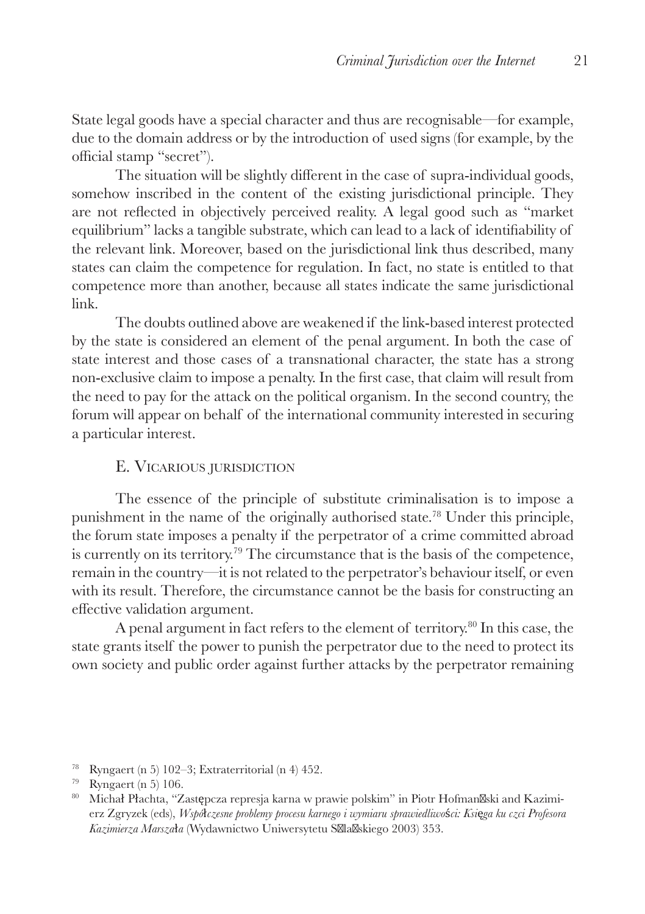State legal goods have a special character and thus are recognisable—for example, due to the domain address or by the introduction of used signs (for example, by the official stamp "secret").

The situation will be slightly different in the case of supra-individual goods, somehow inscribed in the content of the existing jurisdictional principle. They are not reflected in objectively perceived reality. A legal good such as "market equilibrium" lacks a tangible substrate, which can lead to a lack of identifiability of the relevant link. Moreover, based on the jurisdictional link thus described, many states can claim the competence for regulation. In fact, no state is entitled to that competence more than another, because all states indicate the same jurisdictional link.

The doubts outlined above are weakened if the link-based interest protected by the state is considered an element of the penal argument. In both the case of state interest and those cases of a transnational character, the state has a strong non-exclusive claim to impose a penalty. In the first case, that claim will result from the need to pay for the attack on the political organism. In the second country, the forum will appear on behalf of the international community interested in securing a particular interest.

### E. Vicarious jurisdiction

The essence of the principle of substitute criminalisation is to impose a punishment in the name of the originally authorised state.[78] Under this principle, the forum state imposes a penalty if the perpetrator of a crime committed abroad is currently on its territory.[79] The circumstance that is the basis of the competence, remain in the country—it is not related to the perpetrator's behaviour itself, or even with its result. Therefore, the circumstance cannot be the basis for constructing an effective validation argument.

A penal argument in fact refers to the element of territory.[80] In this case, the state grants itself the power to punish the perpetrator due to the need to protect its own society and public order against further attacks by the perpetrator remaining

---

[78] Ryngaert (n 5) 102–3; Extraterritorial (n 4) 452.

[79] Ryngaert (n 5) 106.

[80] Michał Płachta, "Zastępcza represja karna w prawie polskim" in Piotr Hofmański and Kazimierz Zgryzek (eds), *Współczesne problemy procesu karnego i wymiaru sprawiedliwości: Księga ku czci Profesora Kazimierza Marszała* (Wydawnictwo Uniwersytetu Śląskiego 2003) 353.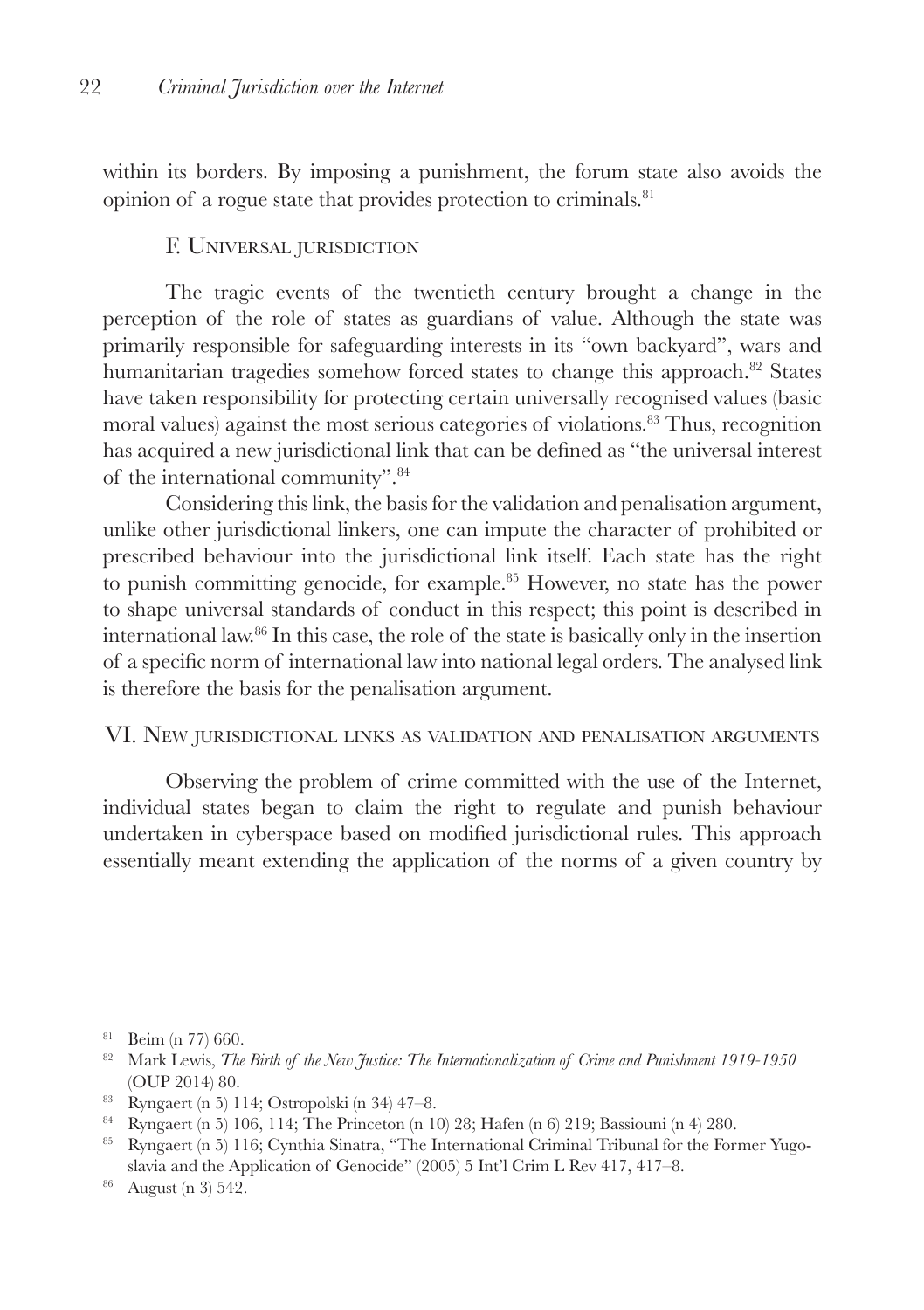within its borders. By imposing a punishment, the forum state also avoids the opinion of a rogue state that provides protection to criminals.[81]

### F. Universal jurisdiction

The tragic events of the twentieth century brought a change in the perception of the role of states as guardians of value. Although the state was primarily responsible for safeguarding interests in its "own backyard", wars and humanitarian tragedies somehow forced states to change this approach.[82] States have taken responsibility for protecting certain universally recognised values (basic moral values) against the most serious categories of violations.[83] Thus, recognition has acquired a new jurisdictional link that can be defined as "the universal interest of the international community".[84]

Considering this link, the basis for the validation and penalisation argument, unlike other jurisdictional linkers, one can impute the character of prohibited or prescribed behaviour into the jurisdictional link itself. Each state has the right to punish committing genocide, for example.[85] However, no state has the power to shape universal standards of conduct in this respect; this point is described in international law.[86] In this case, the role of the state is basically only in the insertion of a specific norm of international law into national legal orders. The analysed link is therefore the basis for the penalisation argument.

## VI. New jurisdictional links as validation and penalisation arguments

Observing the problem of crime committed with the use of the Internet, individual states began to claim the right to regulate and punish behaviour undertaken in cyberspace based on modified jurisdictional rules. This approach essentially meant extending the application of the norms of a given country by

---

[81] Beim (n 77) 660.

[82] Mark Lewis, *The Birth of the New Justice: The Internationalization of Crime and Punishment 1919-1950* (OUP 2014) 80.

[83] Ryngaert (n 5) 114; Ostropolski (n 34) 47–8.

[84] Ryngaert (n 5) 106, 114; The Princeton (n 10) 28; Hafen (n 6) 219; Bassiouni (n 4) 280.

[85] Ryngaert (n 5) 116; Cynthia Sinatra, "The International Criminal Tribunal for the Former Yugoslavia and the Application of Genocide" (2005) 5 Int'l Crim L Rev 417, 417–8.

[86] August (n 3) 542.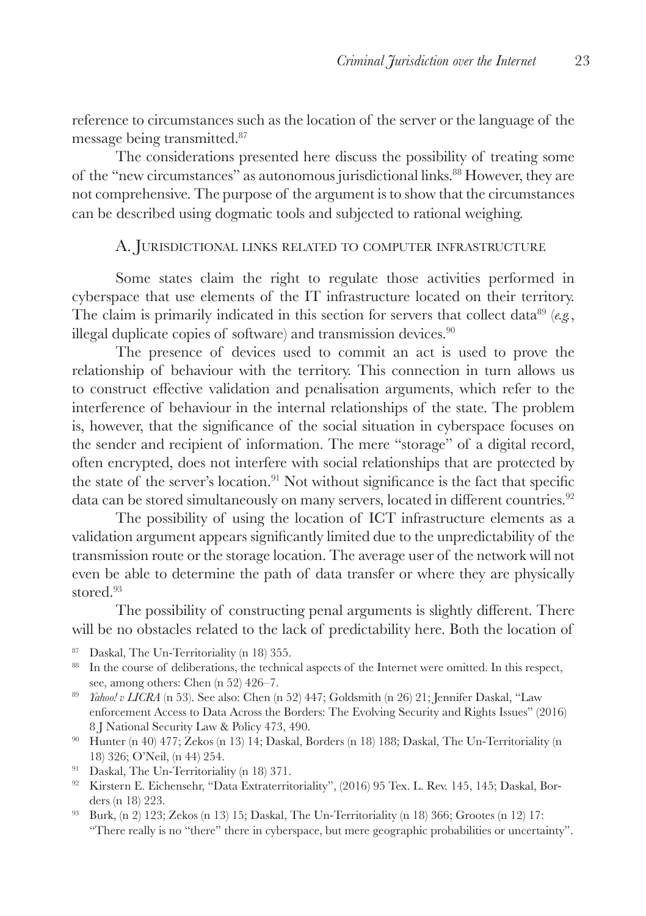reference to circumstances such as the location of the server or the language of the message being transmitted.[87]

The considerations presented here discuss the possibility of treating some of the "new circumstances" as autonomous jurisdictional links.[88] However, they are not comprehensive. The purpose of the argument is to show that the circumstances can be described using dogmatic tools and subjected to rational weighing.

### A. Jurisdictional links related to computer infrastructure

Some states claim the right to regulate those activities performed in cyberspace that use elements of the IT infrastructure located on their territory. The claim is primarily indicated in this section for servers that collect data[89] (*e.g.*, illegal duplicate copies of software) and transmission devices.[90]

The presence of devices used to commit an act is used to prove the relationship of behaviour with the territory. This connection in turn allows us to construct effective validation and penalisation arguments, which refer to the interference of behaviour in the internal relationships of the state. The problem is, however, that the significance of the social situation in cyberspace focuses on the sender and recipient of information. The mere "storage" of a digital record, often encrypted, does not interfere with social relationships that are protected by the state of the server's location.[91] Not without significance is the fact that specific data can be stored simultaneously on many servers, located in different countries.[92]

The possibility of using the location of ICT infrastructure elements as a validation argument appears significantly limited due to the unpredictability of the transmission route or the storage location. The average user of the network will not even be able to determine the path of data transfer or where they are physically stored.[93]

The possibility of constructing penal arguments is slightly different. There will be no obstacles related to the lack of predictability here. Both the location of

[87] Daskal, The Un-Territoriality (n 18) 355.

[88] In the course of deliberations, the technical aspects of the Internet were omitted. In this respect, see, among others: Chen (n 52) 426–7.

[89] *Yahoo! v LICRA* (n 53). See also: Chen (n 52) 447; Goldsmith (n 26) 21; Jennifer Daskal, "Law enforcement Access to Data Across the Borders: The Evolving Security and Rights Issues" (2016) 8 J National Security Law & Policy 473, 490.

[90] Hunter (n 40) 477; Zekos (n 13) 14; Daskal, Borders (n 18) 188; Daskal, The Un-Territoriality (n 18) 326; O'Neil, (n 44) 254.

[91] Daskal, The Un-Territoriality (n 18) 371.

[92] Kirstern E. Eichensehr, "Data Extraterritoriality", (2016) 95 Tex. L. Rev. 145, 145; Daskal, Borders (n 18) 223.

[93] Burk, (n 2) 123; Zekos (n 13) 15; Daskal, The Un-Territoriality (n 18) 366; Grootes (n 12) 17: "There really is no "there" there in cyberspace, but mere geographic probabilities or uncertainty".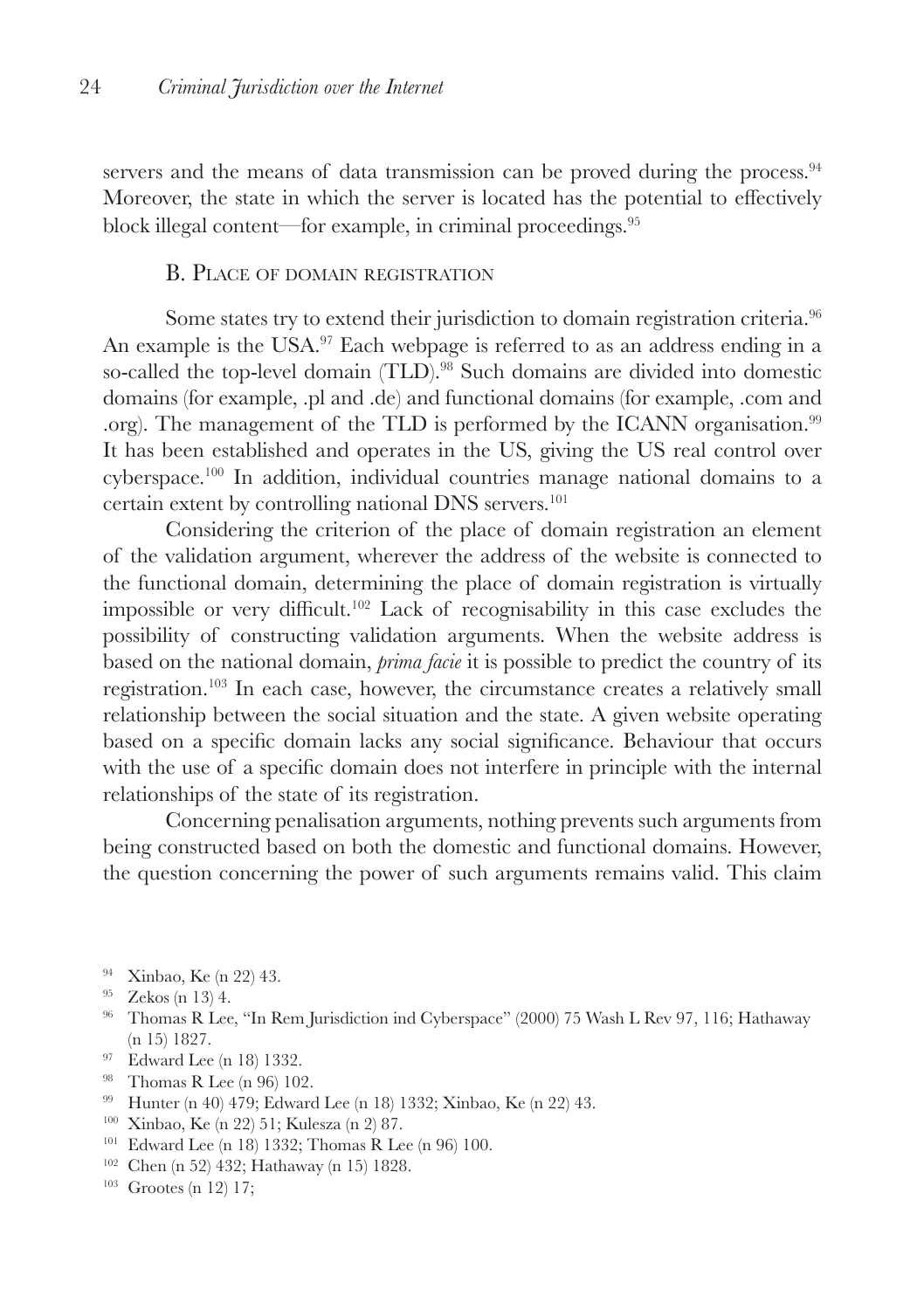servers and the means of data transmission can be proved during the process.[94] Moreover, the state in which the server is located has the potential to effectively block illegal content—for example, in criminal proceedings.[95]

### B. Place of domain registration

Some states try to extend their jurisdiction to domain registration criteria.[96] An example is the USA.[97] Each webpage is referred to as an address ending in a so-called the top-level domain (TLD).[98] Such domains are divided into domestic domains (for example, .pl and .de) and functional domains (for example, .com and .org). The management of the TLD is performed by the ICANN organisation.[99] It has been established and operates in the US, giving the US real control over cyberspace.[100] In addition, individual countries manage national domains to a certain extent by controlling national DNS servers.[101]

Considering the criterion of the place of domain registration an element of the validation argument, wherever the address of the website is connected to the functional domain, determining the place of domain registration is virtually impossible or very difficult.[102] Lack of recognisability in this case excludes the possibility of constructing validation arguments. When the website address is based on the national domain, *prima facie* it is possible to predict the country of its registration.[103] In each case, however, the circumstance creates a relatively small relationship between the social situation and the state. A given website operating based on a specific domain lacks any social significance. Behaviour that occurs with the use of a specific domain does not interfere in principle with the internal relationships of the state of its registration.

Concerning penalisation arguments, nothing prevents such arguments from being constructed based on both the domestic and functional domains. However, the question concerning the power of such arguments remains valid. This claim

---

[94] Xinbao, Ke (n 22) 43.

[95] Zekos (n 13) 4.

[96] Thomas R Lee, "In Rem Jurisdiction ind Cyberspace" (2000) 75 Wash L Rev 97, 116; Hathaway (n 15) 1827.

[97] Edward Lee (n 18) 1332.

[98] Thomas R Lee (n 96) 102.

[99] Hunter (n 40) 479; Edward Lee (n 18) 1332; Xinbao, Ke (n 22) 43.

[100] Xinbao, Ke (n 22) 51; Kulesza (n 2) 87.

[101] Edward Lee (n 18) 1332; Thomas R Lee (n 96) 100.

[102] Chen (n 52) 432; Hathaway (n 15) 1828.

[103] Grootes (n 12) 17;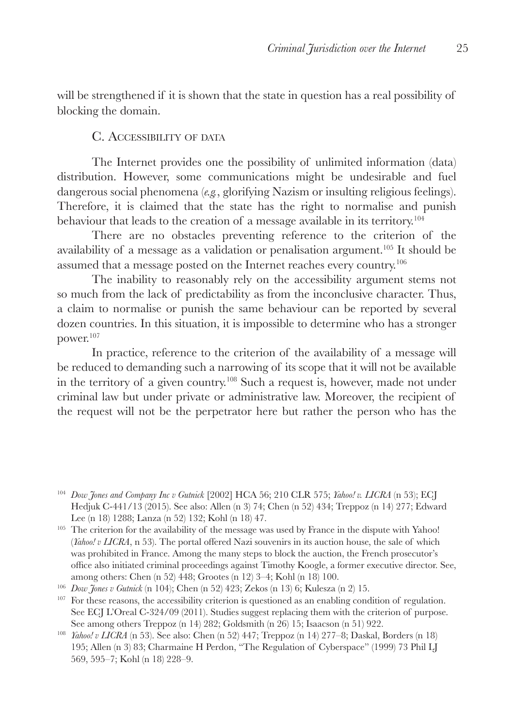will be strengthened if it is shown that the state in question has a real possibility of blocking the domain.

### C. Accessibility of data

The Internet provides one the possibility of unlimited information (data) distribution. However, some communications might be undesirable and fuel dangerous social phenomena (*e.g.*, glorifying Nazism or insulting religious feelings). Therefore, it is claimed that the state has the right to normalise and punish behaviour that leads to the creation of a message available in its territory.[104]

There are no obstacles preventing reference to the criterion of the availability of a message as a validation or penalisation argument.[105] It should be assumed that a message posted on the Internet reaches every country.[106]

The inability to reasonably rely on the accessibility argument stems not so much from the lack of predictability as from the inconclusive character. Thus, a claim to normalise or punish the same behaviour can be reported by several dozen countries. In this situation, it is impossible to determine who has a stronger power.[107]

In practice, reference to the criterion of the availability of a message will be reduced to demanding such a narrowing of its scope that it will not be available in the territory of a given country.[108] Such a request is, however, made not under criminal law but under private or administrative law. Moreover, the recipient of the request will not be the perpetrator here but rather the person who has the

---

[104] *Dow Jones and Company Inc v Gutnick* [2002] HCA 56; 210 CLR 575; *Yahoo! v. LICRA* (n 53); ECJ Hedjuk C-441/13 (2015). See also: Allen (n 3) 74; Chen (n 52) 434; Treppoz (n 14) 277; Edward Lee (n 18) 1288; Lanza (n 52) 132; Kohl (n 18) 47.

[105] The criterion for the availability of the message was used by France in the dispute with Yahoo! (*Yahoo! v LICRA*, n 53). The portal offered Nazi souvenirs in its auction house, the sale of which was prohibited in France. Among the many steps to block the auction, the French prosecutor's office also initiated criminal proceedings against Timothy Koogle, a former executive director. See, among others: Chen (n 52) 448; Grootes (n 12) 3–4; Kohl (n 18) 100.

[106] *Dow Jones v Gutnick* (n 104); Chen (n 52) 423; Zekos (n 13) 6; Kulesza (n 2) 15.

[107] For these reasons, the accessibility criterion is questioned as an enabling condition of regulation. See ECJ L'Oreal C-324/09 (2011). Studies suggest replacing them with the criterion of purpose. See among others Treppoz (n 14) 282; Goldsmith (n 26) 15; Isaacson (n 51) 922.

[108] *Yahoo! v LICRA* (n 53). See also: Chen (n 52) 447; Treppoz (n 14) 277–8; Daskal, Borders (n 18) 195; Allen (n 3) 83; Charmaine H Perdon, "The Regulation of Cyberspace" (1999) 73 Phil LJ 569, 595–7; Kohl (n 18) 228–9.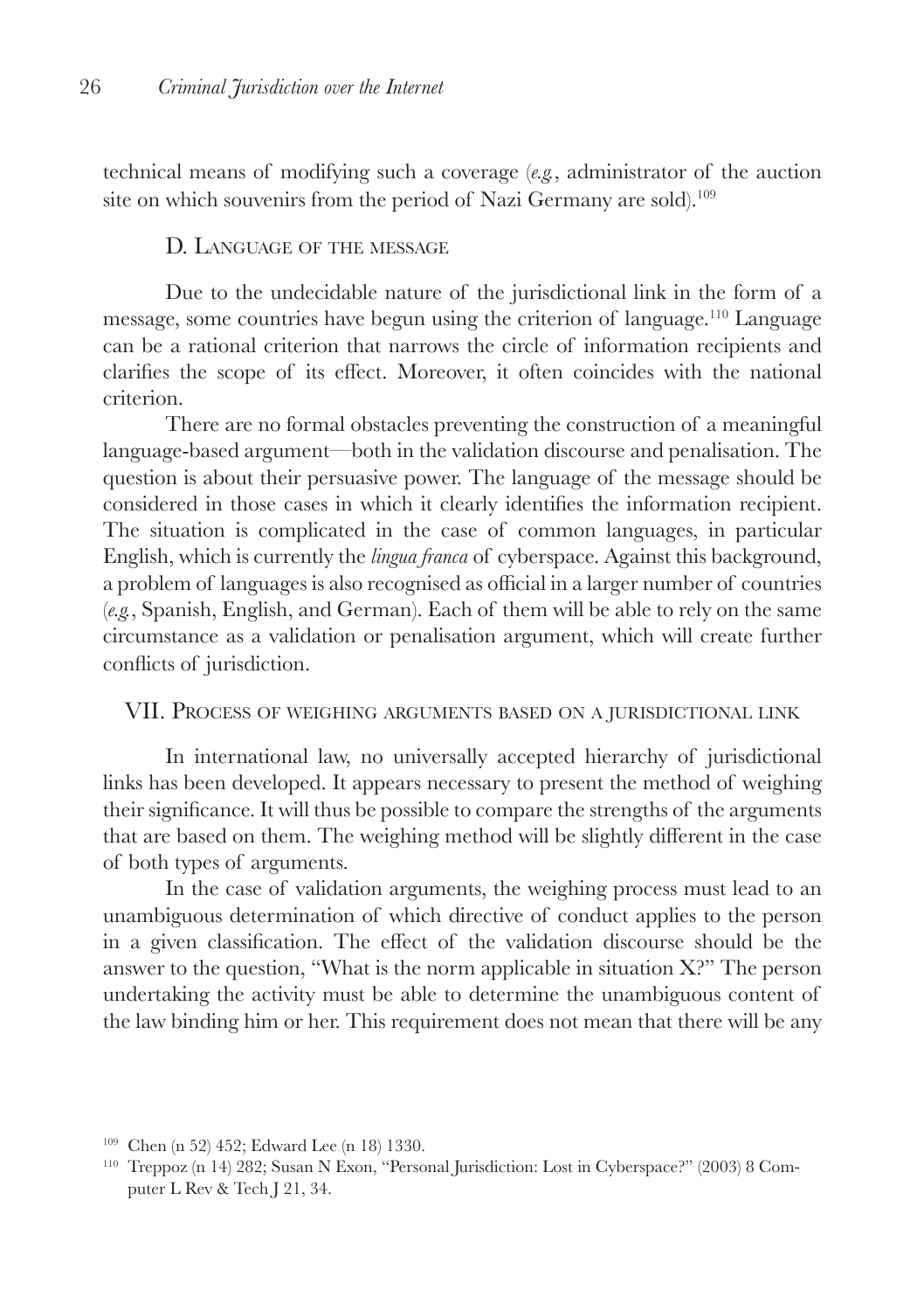technical means of modifying such a coverage (*e.g.*, administrator of the auction site on which souvenirs from the period of Nazi Germany are sold).[109]

### D. Language of the message

Due to the undecidable nature of the jurisdictional link in the form of a message, some countries have begun using the criterion of language.[110] Language can be a rational criterion that narrows the circle of information recipients and clarifies the scope of its effect. Moreover, it often coincides with the national criterion.

There are no formal obstacles preventing the construction of a meaningful language-based argument—both in the validation discourse and penalisation. The question is about their persuasive power. The language of the message should be considered in those cases in which it clearly identifies the information recipient. The situation is complicated in the case of common languages, in particular English, which is currently the *lingua franca* of cyberspace. Against this background, a problem of languages is also recognised as official in a larger number of countries (*e.g.*, Spanish, English, and German). Each of them will be able to rely on the same circumstance as a validation or penalisation argument, which will create further conflicts of jurisdiction.

## VII. Process of weighing arguments based on a jurisdictional link

In international law, no universally accepted hierarchy of jurisdictional links has been developed. It appears necessary to present the method of weighing their significance. It will thus be possible to compare the strengths of the arguments that are based on them. The weighing method will be slightly different in the case of both types of arguments.

In the case of validation arguments, the weighing process must lead to an unambiguous determination of which directive of conduct applies to the person in a given classification. The effect of the validation discourse should be the answer to the question, "What is the norm applicable in situation X?" The person undertaking the activity must be able to determine the unambiguous content of the law binding him or her. This requirement does not mean that there will be any

---

[109] Chen (n 52) 452; Edward Lee (n 18) 1330.

[110] Treppoz (n 14) 282; Susan N Exon, "Personal Jurisdiction: Lost in Cyberspace?" (2003) 8 Computer L Rev & Tech J 21, 34.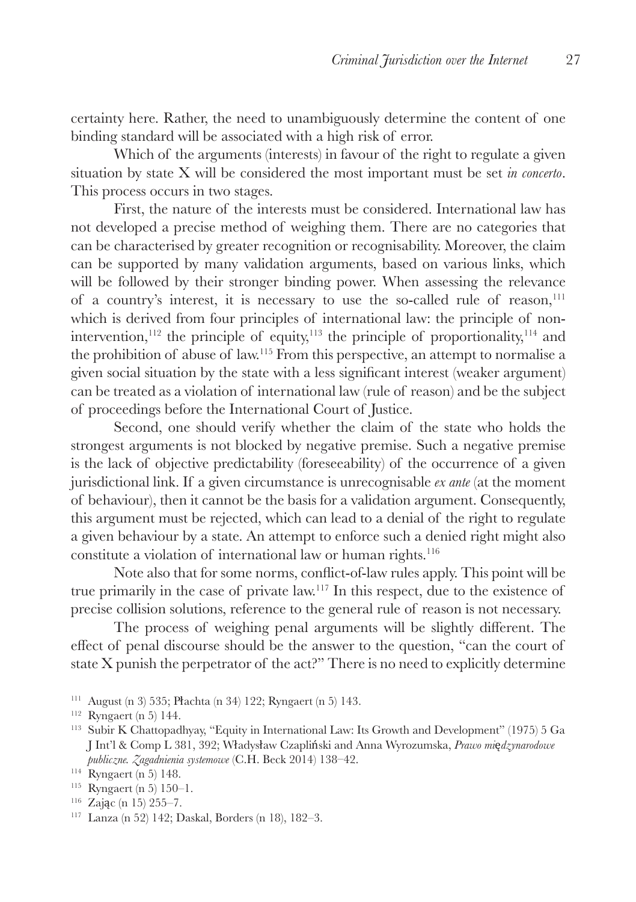certainty here. Rather, the need to unambiguously determine the content of one binding standard will be associated with a high risk of error.

Which of the arguments (interests) in favour of the right to regulate a given situation by state X will be considered the most important must be set *in concerto*. This process occurs in two stages.

First, the nature of the interests must be considered. International law has not developed a precise method of weighing them. There are no categories that can be characterised by greater recognition or recognisability. Moreover, the claim can be supported by many validation arguments, based on various links, which will be followed by their stronger binding power. When assessing the relevance of a country's interest, it is necessary to use the so-called rule of reason,[111] which is derived from four principles of international law: the principle of non-intervention,[112] the principle of equity,[113] the principle of proportionality,[114] and the prohibition of abuse of law.[115] From this perspective, an attempt to normalise a given social situation by the state with a less significant interest (weaker argument) can be treated as a violation of international law (rule of reason) and be the subject of proceedings before the International Court of Justice.

Second, one should verify whether the claim of the state who holds the strongest arguments is not blocked by negative premise. Such a negative premise is the lack of objective predictability (foreseeability) of the occurrence of a given jurisdictional link. If a given circumstance is unrecognisable *ex ante* (at the moment of behaviour), then it cannot be the basis for a validation argument. Consequently, this argument must be rejected, which can lead to a denial of the right to regulate a given behaviour by a state. An attempt to enforce such a denied right might also constitute a violation of international law or human rights.[116]

Note also that for some norms, conflict-of-law rules apply. This point will be true primarily in the case of private law.[117] In this respect, due to the existence of precise collision solutions, reference to the general rule of reason is not necessary.

The process of weighing penal arguments will be slightly different. The effect of penal discourse should be the answer to the question, "can the court of state X punish the perpetrator of the act?" There is no need to explicitly determine

---

[111] August (n 3) 535; Płachta (n 34) 122; Ryngaert (n 5) 143.

[112] Ryngaert (n 5) 144.

[113] Subir K Chattopadhyay, "Equity in International Law: Its Growth and Development" (1975) 5 Ga J Int'l & Comp L 381, 392; Władysław Czapliński and Anna Wyrozumska, *Prawo międzynarodowe publiczne. Zagadnienia systemowe* (C.H. Beck 2014) 138–42.

[114] Ryngaert (n 5) 148.

[115] Ryngaert (n 5) 150–1.

[116] Zając (n 15) 255–7.

[117] Lanza (n 52) 142; Daskal, Borders (n 18), 182–3.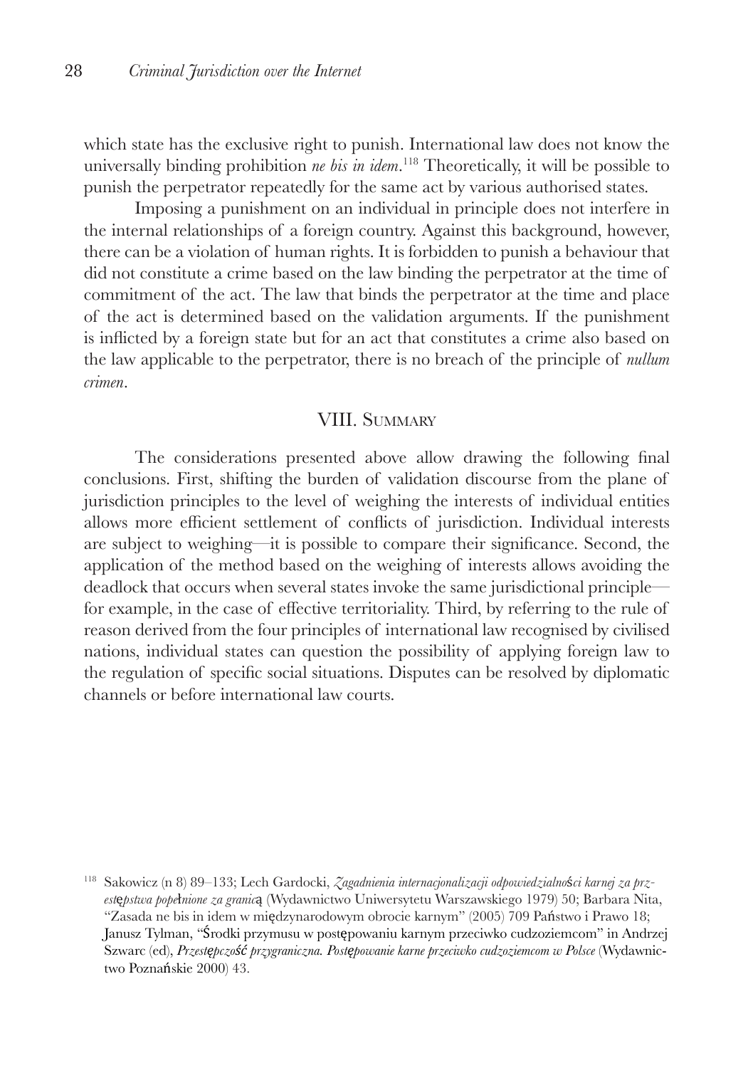which state has the exclusive right to punish. International law does not know the universally binding prohibition *ne bis in idem*.[118] Theoretically, it will be possible to punish the perpetrator repeatedly for the same act by various authorised states.

Imposing a punishment on an individual in principle does not interfere in the internal relationships of a foreign country. Against this background, however, there can be a violation of human rights. It is forbidden to punish a behaviour that did not constitute a crime based on the law binding the perpetrator at the time of commitment of the act. The law that binds the perpetrator at the time and place of the act is determined based on the validation arguments. If the punishment is inflicted by a foreign state but for an act that constitutes a crime also based on the law applicable to the perpetrator, there is no breach of the principle of *nullum crimen*.

## VIII. Summary

The considerations presented above allow drawing the following final conclusions. First, shifting the burden of validation discourse from the plane of jurisdiction principles to the level of weighing the interests of individual entities allows more efficient settlement of conflicts of jurisdiction. Individual interests are subject to weighing—it is possible to compare their significance. Second, the application of the method based on the weighing of interests allows avoiding the deadlock that occurs when several states invoke the same jurisdictional principle—for example, in the case of effective territoriality. Third, by referring to the rule of reason derived from the four principles of international law recognised by civilised nations, individual states can question the possibility of applying foreign law to the regulation of specific social situations. Disputes can be resolved by diplomatic channels or before international law courts.

[118] Sakowicz (n 8) 89–133; Lech Gardocki, *Zagadnienia internacjonalizacji odpowiedzialności karnej za przestępstwa popełnione za granicą* (Wydawnictwo Uniwersytetu Warszawskiego 1979) 50; Barbara Nita, "Zasada ne bis in idem w międzynarodowym obrocie karnym" (2005) 709 Państwo i Prawo 18; Janusz Tylman, "Środki przymusu w postępowaniu karnym przeciwko cudzoziemcom" in Andrzej Szwarc (ed), *Przestępczość przygraniczna. Postępowanie karne przeciwko cudzoziemcom w Polsce* (Wydawnictwo Poznańskie 2000) 43.